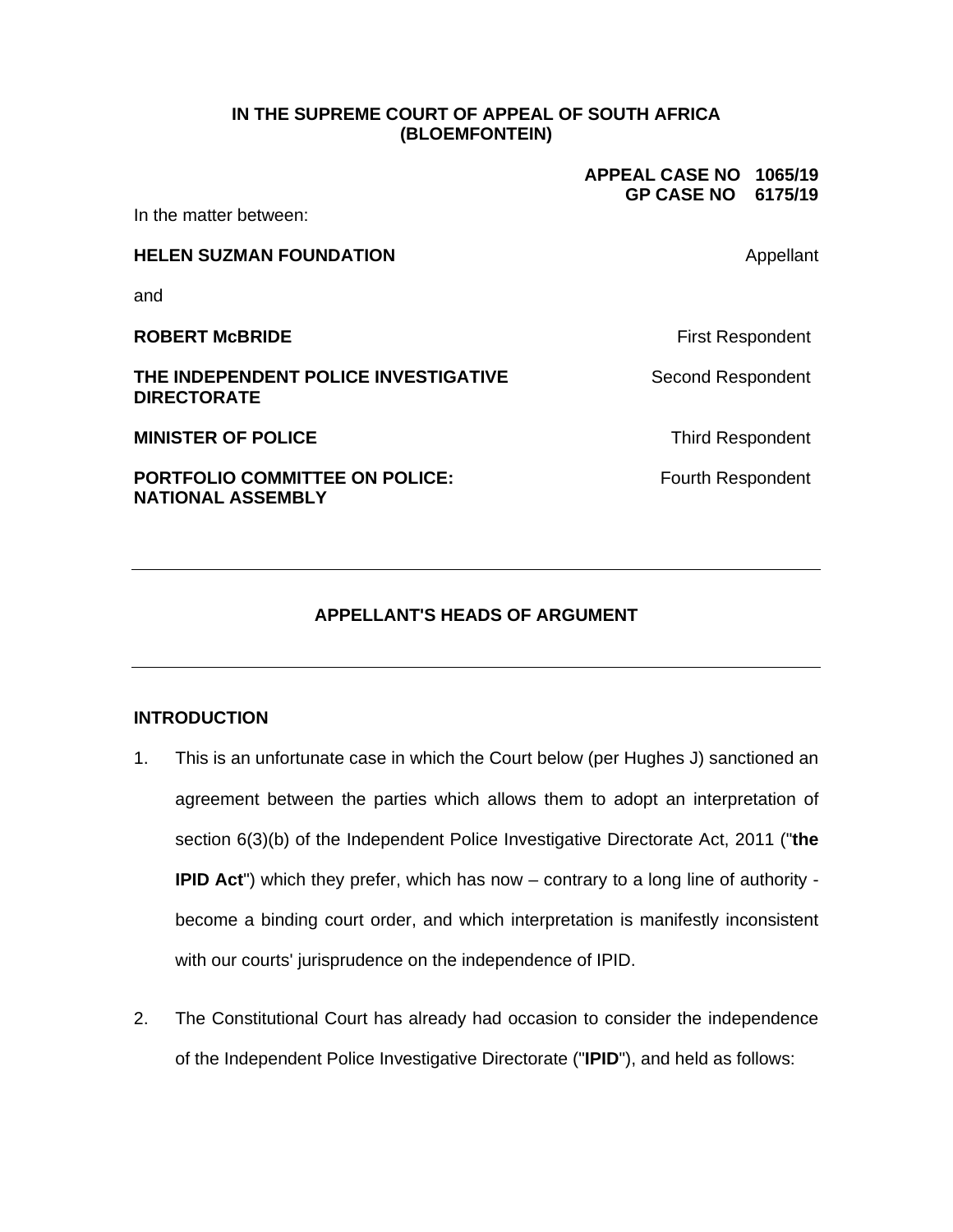**IN THE SUPREME COURT OF APPEAL OF SOUTH AFRICA**
**(BLOEMFONTEIN)**

**APPEAL CASE NO 1065/19**
**GP CASE NO 6175/19**

In the matter between:

| | |
|---|---|
| **HELEN SUZMAN FOUNDATION** | Appellant |
| and | |
| **ROBERT McBRIDE** | First Respondent |
| **THE INDEPENDENT POLICE INVESTIGATIVE DIRECTORATE** | Second Respondent |
| **MINISTER OF POLICE** | Third Respondent |
| **PORTFOLIO COMMITTEE ON POLICE: NATIONAL ASSEMBLY** | Fourth Respondent |

---

**APPELLANT'S HEADS OF ARGUMENT**

---

## INTRODUCTION

1. This is an unfortunate case in which the Court below (per Hughes J) sanctioned an agreement between the parties which allows them to adopt an interpretation of section 6(3)(b) of the Independent Police Investigative Directorate Act, 2011 ("**the IPID Act**") which they prefer, which has now – contrary to a long line of authority - become a binding court order, and which interpretation is manifestly inconsistent with our courts' jurisprudence on the independence of IPID.

2. The Constitutional Court has already had occasion to consider the independence of the Independent Police Investigative Directorate ("**IPID**"), and held as follows: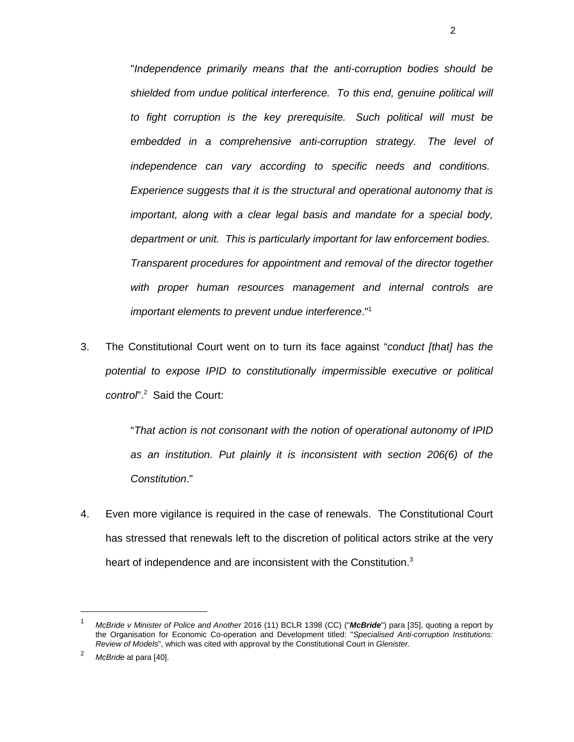> "*Independence primarily means that the anti-corruption bodies should be shielded from undue political interference. To this end, genuine political will to fight corruption is the key prerequisite. Such political will must be embedded in a comprehensive anti-corruption strategy. The level of independence can vary according to specific needs and conditions. Experience suggests that it is the structural and operational autonomy that is important, along with a clear legal basis and mandate for a special body, department or unit. This is particularly important for law enforcement bodies. Transparent procedures for appointment and removal of the director together with proper human resources management and internal controls are important elements to prevent undue interference*."[1]

3. The Constitutional Court went on to turn its face against "*conduct [that] has the potential to expose IPID to constitutionally impermissible executive or political control*".[2] Said the Court:

> "*That action is not consonant with the notion of operational autonomy of IPID as an institution. Put plainly it is inconsistent with section 206(6) of the Constitution*."

4. Even more vigilance is required in the case of renewals. The Constitutional Court has stressed that renewals left to the discretion of political actors strike at the very heart of independence and are inconsistent with the Constitution.[3]

---

[1] *McBride v Minister of Police and Another* 2016 (11) BCLR 1398 (CC) ("***McBride***") para [35], quoting a report by the Organisation for Economic Co-operation and Development titled: "*Specialised Anti-corruption Institutions: Review of Models*", which was cited with approval by the Constitutional Court in *Glenister.*

[2] *McBride* at para [40].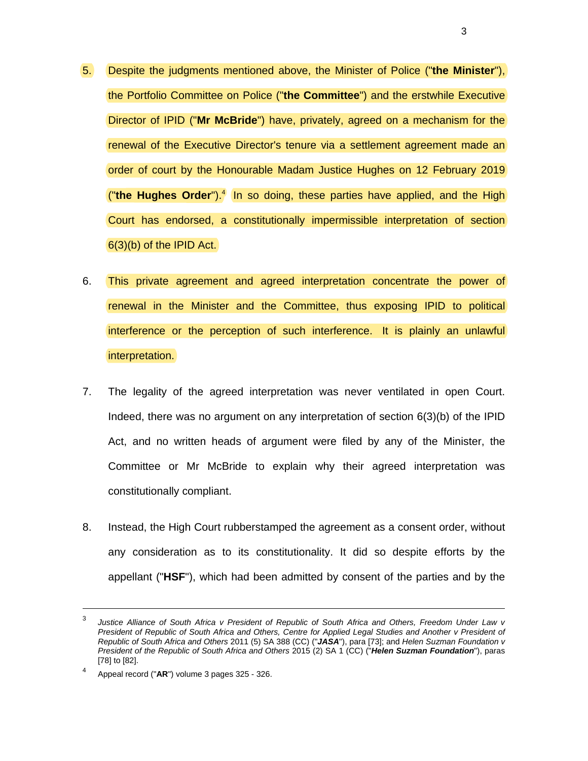5. Despite the judgments mentioned above, the Minister of Police ("**the Minister**"), the Portfolio Committee on Police ("**the Committee**") and the erstwhile Executive Director of IPID ("**Mr McBride**") have, privately, agreed on a mechanism for the renewal of the Executive Director's tenure via a settlement agreement made an order of court by the Honourable Madam Justice Hughes on 12 February 2019 ("**the Hughes Order**").[4] In so doing, these parties have applied, and the High Court has endorsed, a constitutionally impermissible interpretation of section 6(3)(b) of the IPID Act.

6. This private agreement and agreed interpretation concentrate the power of renewal in the Minister and the Committee, thus exposing IPID to political interference or the perception of such interference. It is plainly an unlawful interpretation.

7. The legality of the agreed interpretation was never ventilated in open Court. Indeed, there was no argument on any interpretation of section 6(3)(b) of the IPID Act, and no written heads of argument were filed by any of the Minister, the Committee or Mr McBride to explain why their agreed interpretation was constitutionally compliant.

8. Instead, the High Court rubberstamped the agreement as a consent order, without any consideration as to its constitutionality. It did so despite efforts by the appellant ("**HSF**"), which had been admitted by consent of the parties and by the

---

[3] *Justice Alliance of South Africa v President of Republic of South Africa and Others, Freedom Under Law v President of Republic of South Africa and Others, Centre for Applied Legal Studies and Another v President of Republic of South Africa and Others* 2011 (5) SA 388 (CC) ("***JASA***"), para [73]; and *Helen Suzman Foundation v President of the Republic of South Africa and Others* 2015 (2) SA 1 (CC) ("***Helen Suzman Foundation***"), paras [78] to [82].

[4] Appeal record ("**AR**") volume 3 pages 325 - 326.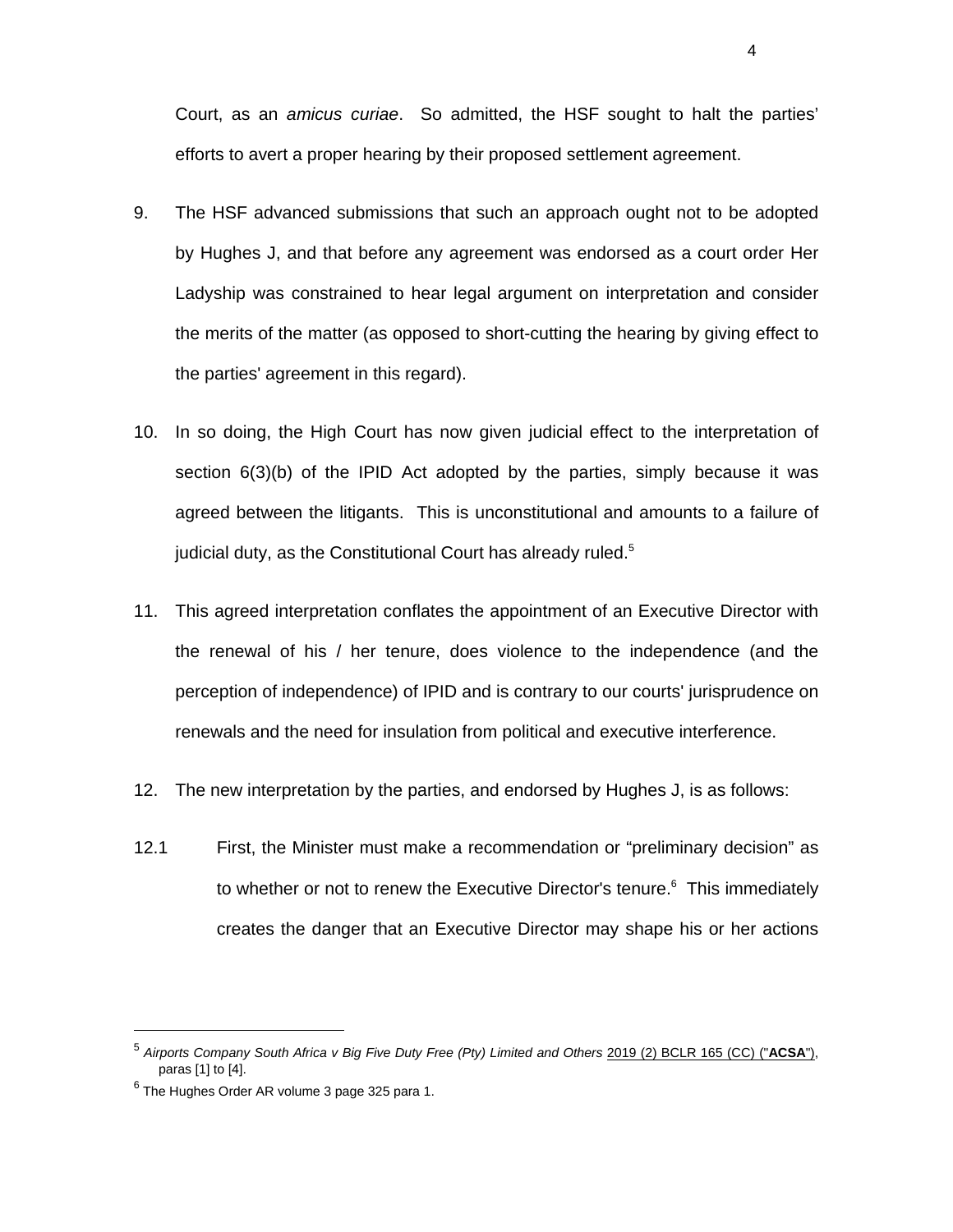Court, as an *amicus curiae*. So admitted, the HSF sought to halt the parties' efforts to avert a proper hearing by their proposed settlement agreement.

9. The HSF advanced submissions that such an approach ought not to be adopted by Hughes J, and that before any agreement was endorsed as a court order Her Ladyship was constrained to hear legal argument on interpretation and consider the merits of the matter (as opposed to short-cutting the hearing by giving effect to the parties' agreement in this regard).

10. In so doing, the High Court has now given judicial effect to the interpretation of section 6(3)(b) of the IPID Act adopted by the parties, simply because it was agreed between the litigants. This is unconstitutional and amounts to a failure of judicial duty, as the Constitutional Court has already ruled.[5]

11. This agreed interpretation conflates the appointment of an Executive Director with the renewal of his / her tenure, does violence to the independence (and the perception of independence) of IPID and is contrary to our courts' jurisprudence on renewals and the need for insulation from political and executive interference.

12. The new interpretation by the parties, and endorsed by Hughes J, is as follows:

12.1 First, the Minister must make a recommendation or "preliminary decision" as to whether or not to renew the Executive Director's tenure.[6] This immediately creates the danger that an Executive Director may shape his or her actions

---

[5] *Airports Company South Africa v Big Five Duty Free (Pty) Limited and Others* 2019 (2) BCLR 165 (CC) ("**ACSA**"), paras [1] to [4].

[6] The Hughes Order AR volume 3 page 325 para 1.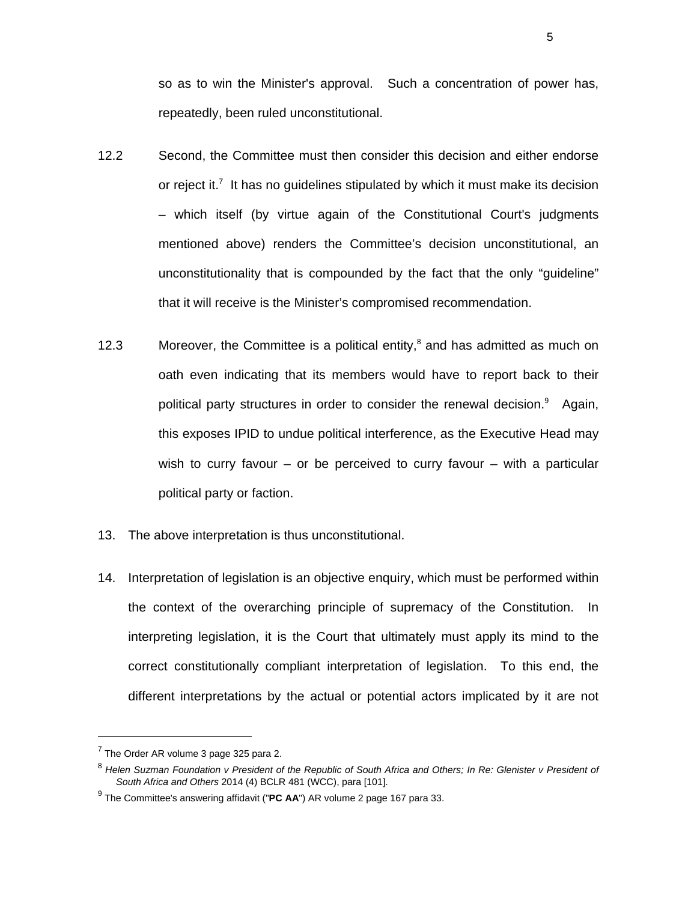so as to win the Minister's approval. Such a concentration of power has, repeatedly, been ruled unconstitutional.

12.2 Second, the Committee must then consider this decision and either endorse or reject it.[7] It has no guidelines stipulated by which it must make its decision – which itself (by virtue again of the Constitutional Court's judgments mentioned above) renders the Committee's decision unconstitutional, an unconstitutionality that is compounded by the fact that the only "guideline" that it will receive is the Minister's compromised recommendation.

12.3 Moreover, the Committee is a political entity,[8] and has admitted as much on oath even indicating that its members would have to report back to their political party structures in order to consider the renewal decision.[9] Again, this exposes IPID to undue political interference, as the Executive Head may wish to curry favour – or be perceived to curry favour – with a particular political party or faction.

13. The above interpretation is thus unconstitutional.

14. Interpretation of legislation is an objective enquiry, which must be performed within the context of the overarching principle of supremacy of the Constitution. In interpreting legislation, it is the Court that ultimately must apply its mind to the correct constitutionally compliant interpretation of legislation. To this end, the different interpretations by the actual or potential actors implicated by it are not

---

[7] The Order AR volume 3 page 325 para 2.

[8] *Helen Suzman Foundation v President of the Republic of South Africa and Others; In Re: Glenister v President of South Africa and Others* 2014 (4) BCLR 481 (WCC), para [101].

[9] The Committee's answering affidavit ("**PC AA**") AR volume 2 page 167 para 33.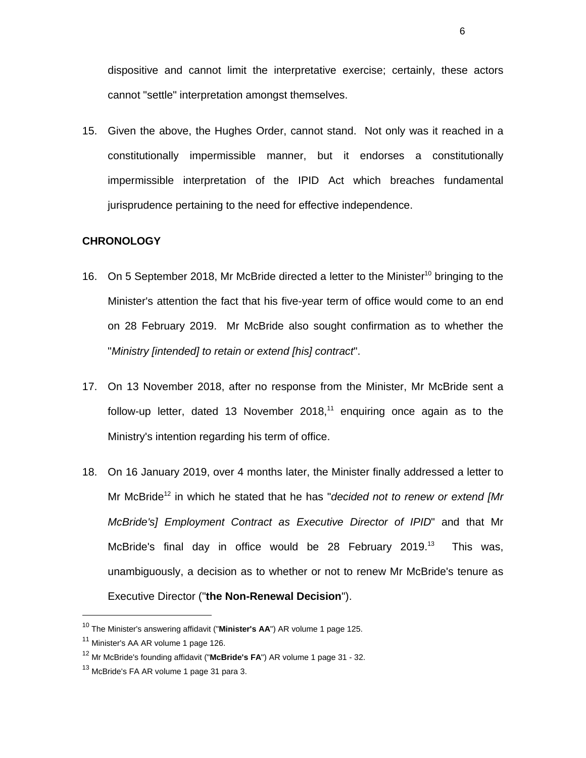dispositive and cannot limit the interpretative exercise; certainly, these actors cannot "settle" interpretation amongst themselves.

15. Given the above, the Hughes Order, cannot stand. Not only was it reached in a constitutionally impermissible manner, but it endorses a constitutionally impermissible interpretation of the IPID Act which breaches fundamental jurisprudence pertaining to the need for effective independence.

**CHRONOLOGY**

16. On 5 September 2018, Mr McBride directed a letter to the Minister[10] bringing to the Minister's attention the fact that his five-year term of office would come to an end on 28 February 2019. Mr McBride also sought confirmation as to whether the "*Ministry [intended] to retain or extend [his] contract*".

17. On 13 November 2018, after no response from the Minister, Mr McBride sent a follow-up letter, dated 13 November 2018,[11] enquiring once again as to the Ministry's intention regarding his term of office.

18. On 16 January 2019, over 4 months later, the Minister finally addressed a letter to Mr McBride[12] in which he stated that he has "*decided not to renew or extend [Mr McBride's] Employment Contract as Executive Director of IPID*" and that Mr McBride's final day in office would be 28 February 2019.[13] This was, unambiguously, a decision as to whether or not to renew Mr McBride's tenure as Executive Director ("**the Non-Renewal Decision**").

---

[10] The Minister's answering affidavit ("**Minister's AA**") AR volume 1 page 125.

[11] Minister's AA AR volume 1 page 126.

[12] Mr McBride's founding affidavit ("**McBride's FA**") AR volume 1 page 31 - 32.

[13] McBride's FA AR volume 1 page 31 para 3.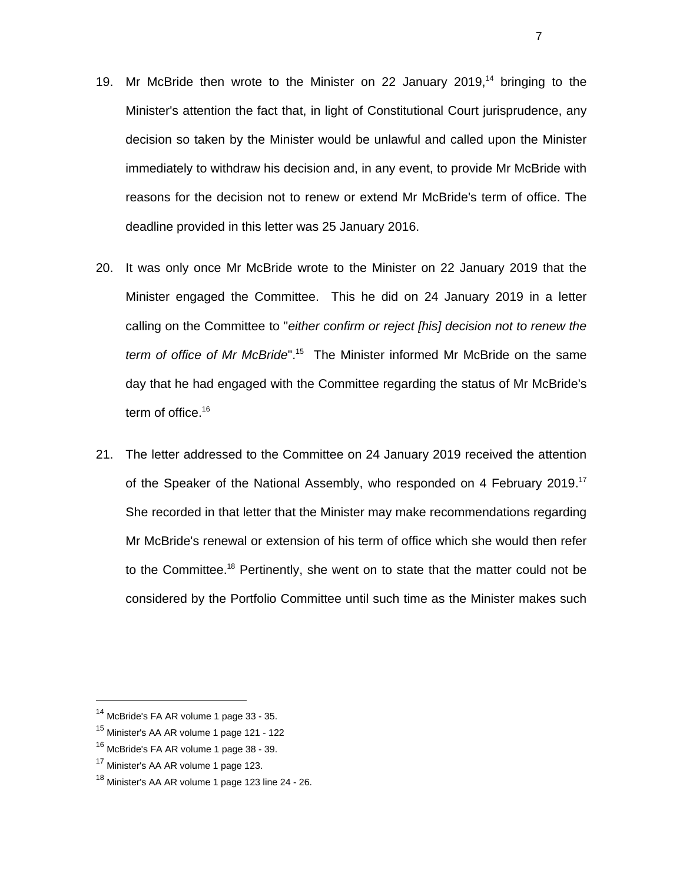19. Mr McBride then wrote to the Minister on 22 January 2019,[14] bringing to the Minister's attention the fact that, in light of Constitutional Court jurisprudence, any decision so taken by the Minister would be unlawful and called upon the Minister immediately to withdraw his decision and, in any event, to provide Mr McBride with reasons for the decision not to renew or extend Mr McBride's term of office. The deadline provided in this letter was 25 January 2016.

20. It was only once Mr McBride wrote to the Minister on 22 January 2019 that the Minister engaged the Committee. This he did on 24 January 2019 in a letter calling on the Committee to "*either confirm or reject [his] decision not to renew the term of office of Mr McBride*".[15] The Minister informed Mr McBride on the same day that he had engaged with the Committee regarding the status of Mr McBride's term of office.[16]

21. The letter addressed to the Committee on 24 January 2019 received the attention of the Speaker of the National Assembly, who responded on 4 February 2019.[17] She recorded in that letter that the Minister may make recommendations regarding Mr McBride's renewal or extension of his term of office which she would then refer to the Committee.[18] Pertinently, she went on to state that the matter could not be considered by the Portfolio Committee until such time as the Minister makes such

---

[14] McBride's FA AR volume 1 page 33 - 35.

[15] Minister's AA AR volume 1 page 121 - 122

[16] McBride's FA AR volume 1 page 38 - 39.

[17] Minister's AA AR volume 1 page 123.

[18] Minister's AA AR volume 1 page 123 line 24 - 26.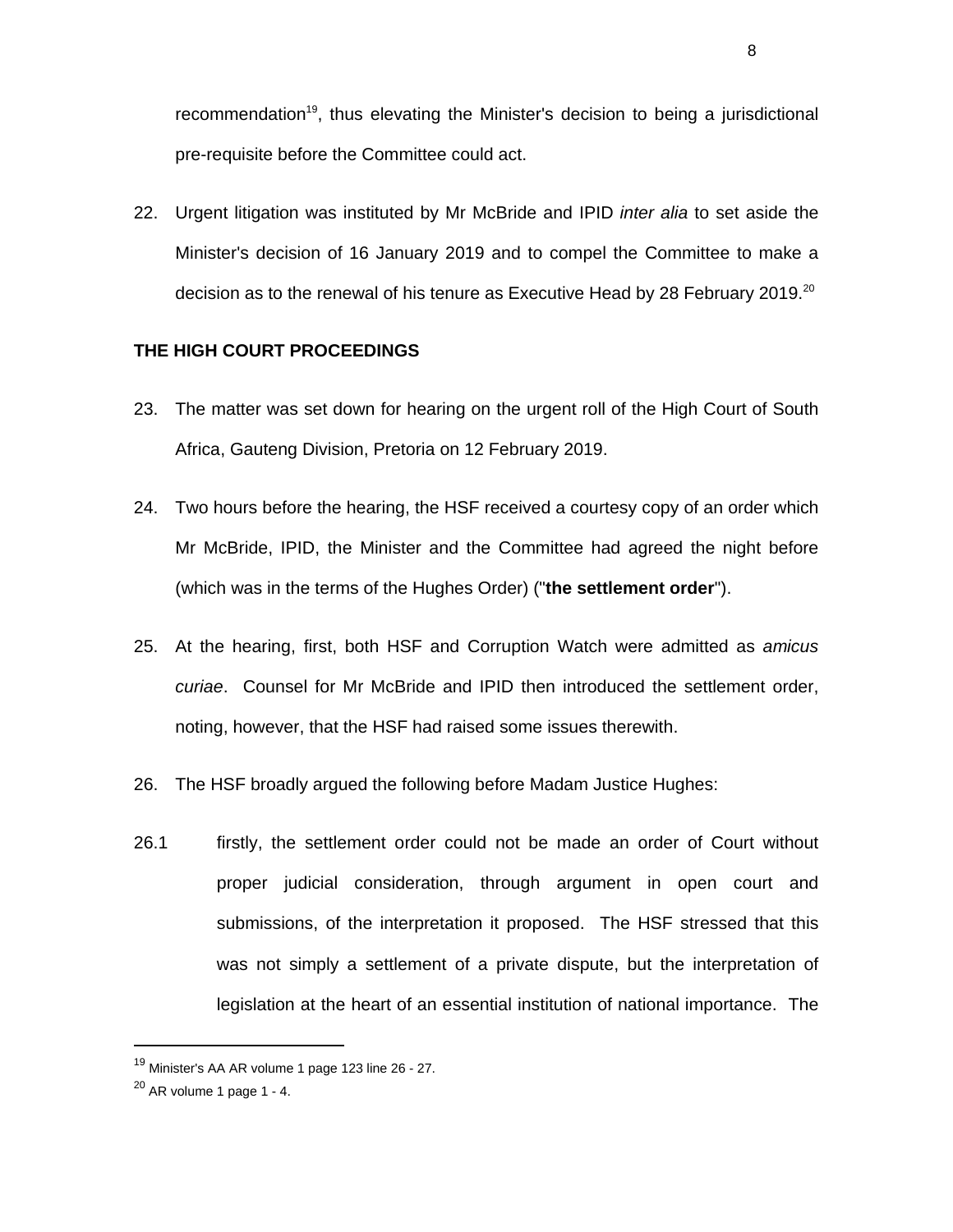recommendation[19], thus elevating the Minister's decision to being a jurisdictional pre-requisite before the Committee could act.

22. Urgent litigation was instituted by Mr McBride and IPID *inter alia* to set aside the Minister's decision of 16 January 2019 and to compel the Committee to make a decision as to the renewal of his tenure as Executive Head by 28 February 2019.[20]

**THE HIGH COURT PROCEEDINGS**

23. The matter was set down for hearing on the urgent roll of the High Court of South Africa, Gauteng Division, Pretoria on 12 February 2019.

24. Two hours before the hearing, the HSF received a courtesy copy of an order which Mr McBride, IPID, the Minister and the Committee had agreed the night before (which was in the terms of the Hughes Order) ("**the settlement order**").

25. At the hearing, first, both HSF and Corruption Watch were admitted as *amicus curiae*. Counsel for Mr McBride and IPID then introduced the settlement order, noting, however, that the HSF had raised some issues therewith.

26. The HSF broadly argued the following before Madam Justice Hughes:

26.1 firstly, the settlement order could not be made an order of Court without proper judicial consideration, through argument in open court and submissions, of the interpretation it proposed. The HSF stressed that this was not simply a settlement of a private dispute, but the interpretation of legislation at the heart of an essential institution of national importance. The

---

[19] Minister's AA AR volume 1 page 123 line 26 - 27.

[20] AR volume 1 page 1 - 4.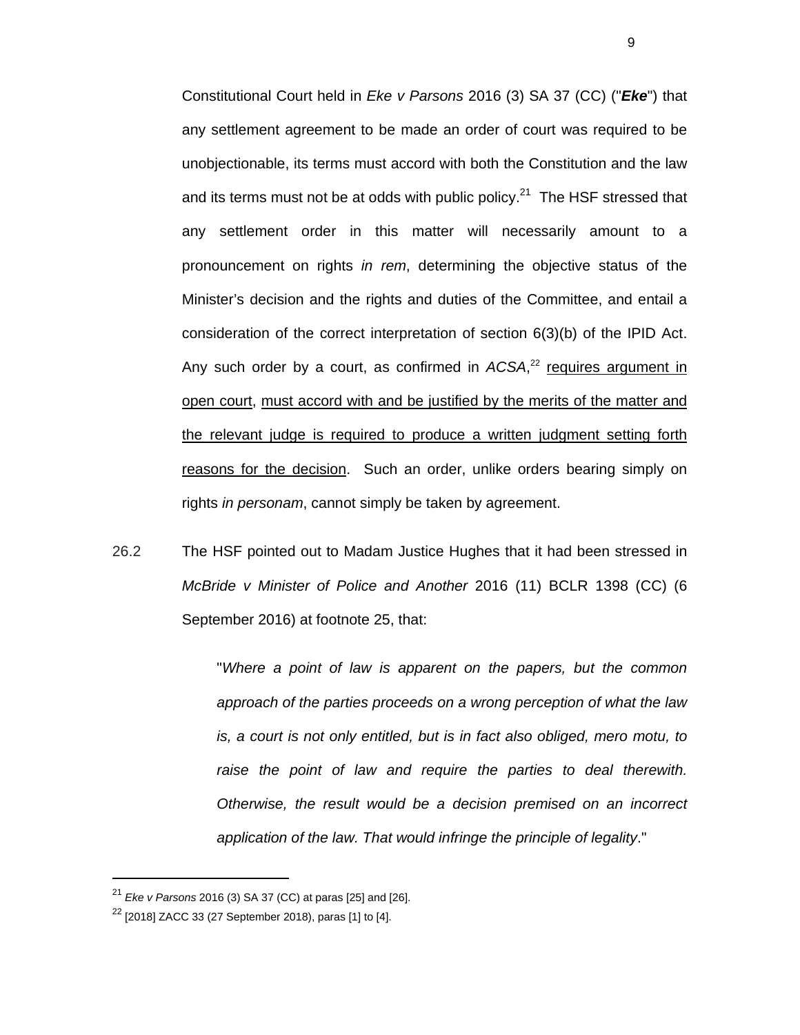Constitutional Court held in *Eke v Parsons* 2016 (3) SA 37 (CC) ("***Eke***") that any settlement agreement to be made an order of court was required to be unobjectionable, its terms must accord with both the Constitution and the law and its terms must not be at odds with public policy.[21] The HSF stressed that any settlement order in this matter will necessarily amount to a pronouncement on rights *in rem*, determining the objective status of the Minister's decision and the rights and duties of the Committee, and entail a consideration of the correct interpretation of section 6(3)(b) of the IPID Act. Any such order by a court, as confirmed in *ACSA*,[22] <u>requires argument in open court</u>, <u>must accord with and be justified by the merits of the matter and the relevant judge is required to produce a written judgment setting forth reasons for the decision</u>. Such an order, unlike orders bearing simply on rights *in personam*, cannot simply be taken by agreement.

26.2 The HSF pointed out to Madam Justice Hughes that it had been stressed in *McBride v Minister of Police and Another* 2016 (11) BCLR 1398 (CC) (6 September 2016) at footnote 25, that:

> "*Where a point of law is apparent on the papers, but the common approach of the parties proceeds on a wrong perception of what the law is, a court is not only entitled, but is in fact also obliged, mero motu, to raise the point of law and require the parties to deal therewith. Otherwise, the result would be a decision premised on an incorrect application of the law. That would infringe the principle of legality*."

---

[21] *Eke v Parsons* 2016 (3) SA 37 (CC) at paras [25] and [26].

[22] [2018] ZACC 33 (27 September 2018), paras [1] to [4].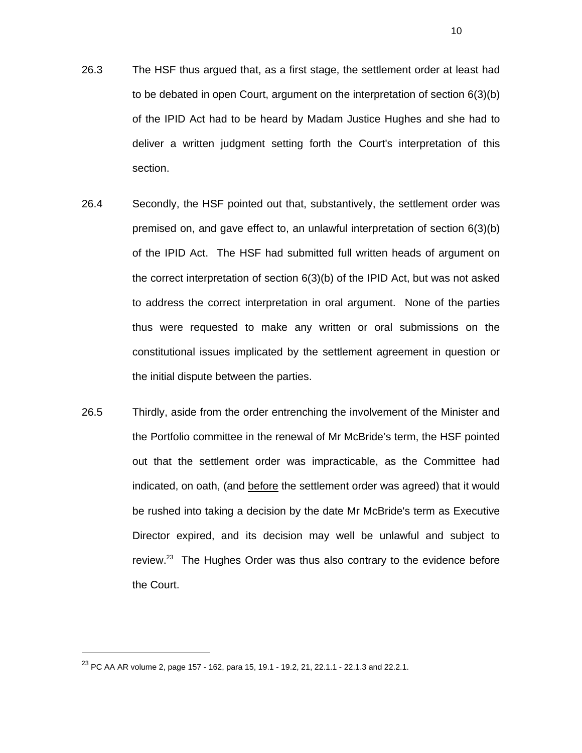26.3 The HSF thus argued that, as a first stage, the settlement order at least had to be debated in open Court, argument on the interpretation of section 6(3)(b) of the IPID Act had to be heard by Madam Justice Hughes and she had to deliver a written judgment setting forth the Court's interpretation of this section.

26.4 Secondly, the HSF pointed out that, substantively, the settlement order was premised on, and gave effect to, an unlawful interpretation of section 6(3)(b) of the IPID Act. The HSF had submitted full written heads of argument on the correct interpretation of section 6(3)(b) of the IPID Act, but was not asked to address the correct interpretation in oral argument. None of the parties thus were requested to make any written or oral submissions on the constitutional issues implicated by the settlement agreement in question or the initial dispute between the parties.

26.5 Thirdly, aside from the order entrenching the involvement of the Minister and the Portfolio committee in the renewal of Mr McBride's term, the HSF pointed out that the settlement order was impracticable, as the Committee had indicated, on oath, (and <u>before</u> the settlement order was agreed) that it would be rushed into taking a decision by the date Mr McBride's term as Executive Director expired, and its decision may well be unlawful and subject to review.[23] The Hughes Order was thus also contrary to the evidence before the Court.

---

[23] PC AA AR volume 2, page 157 - 162, para 15, 19.1 - 19.2, 21, 22.1.1 - 22.1.3 and 22.2.1.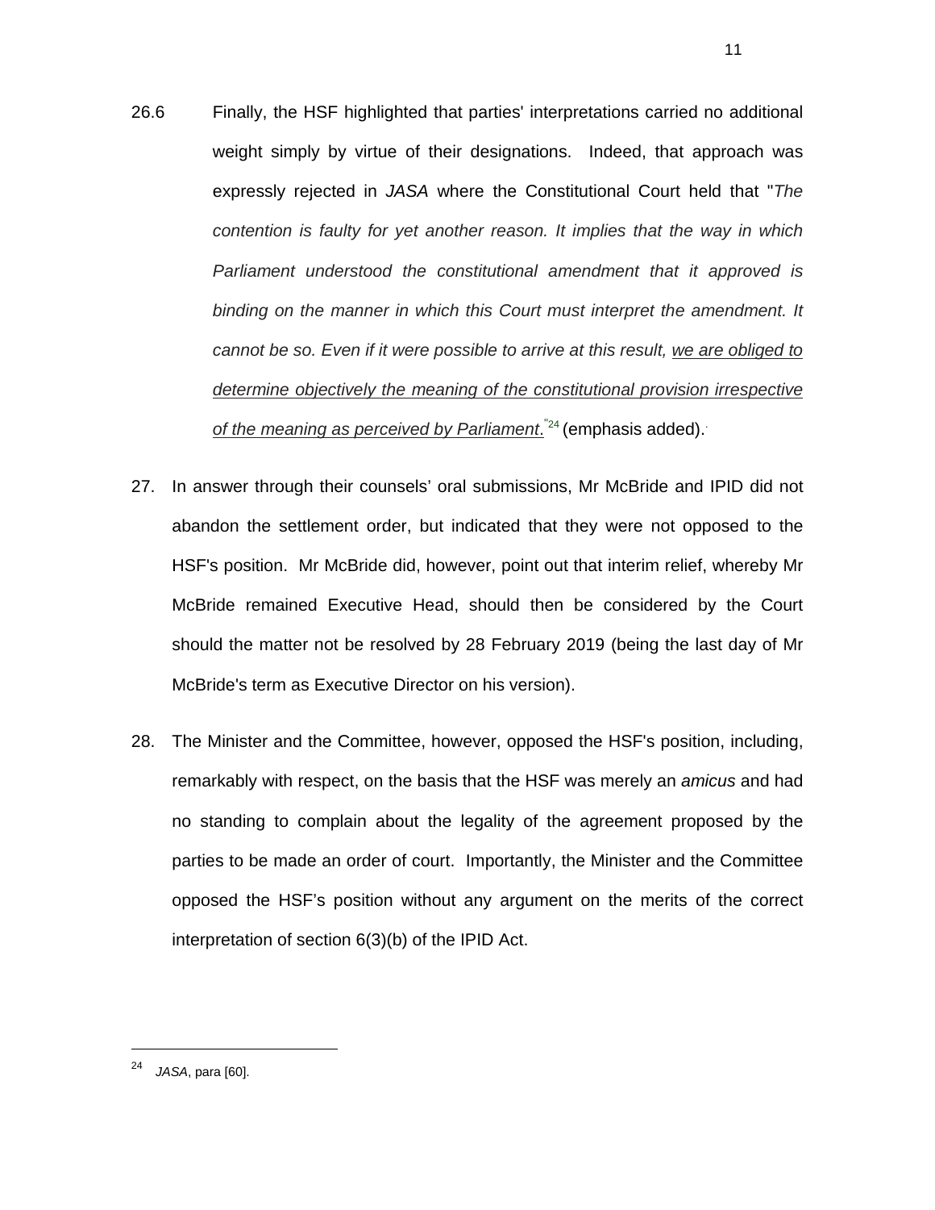26.6 Finally, the HSF highlighted that parties' interpretations carried no additional weight simply by virtue of their designations. Indeed, that approach was expressly rejected in *JASA* where the Constitutional Court held that "*The contention is faulty for yet another reason. It implies that the way in which Parliament understood the constitutional amendment that it approved is binding on the manner in which this Court must interpret the amendment. It cannot be so. Even if it were possible to arrive at this result, <u>we are obliged to determine objectively the meaning of the constitutional provision irrespective of the meaning as perceived by Parliament</u>.*"[24] (emphasis added).

27. In answer through their counsels' oral submissions, Mr McBride and IPID did not abandon the settlement order, but indicated that they were not opposed to the HSF's position. Mr McBride did, however, point out that interim relief, whereby Mr McBride remained Executive Head, should then be considered by the Court should the matter not be resolved by 28 February 2019 (being the last day of Mr McBride's term as Executive Director on his version).

28. The Minister and the Committee, however, opposed the HSF's position, including, remarkably with respect, on the basis that the HSF was merely an *amicus* and had no standing to complain about the legality of the agreement proposed by the parties to be made an order of court. Importantly, the Minister and the Committee opposed the HSF's position without any argument on the merits of the correct interpretation of section 6(3)(b) of the IPID Act.

---

[24] *JASA*, para [60].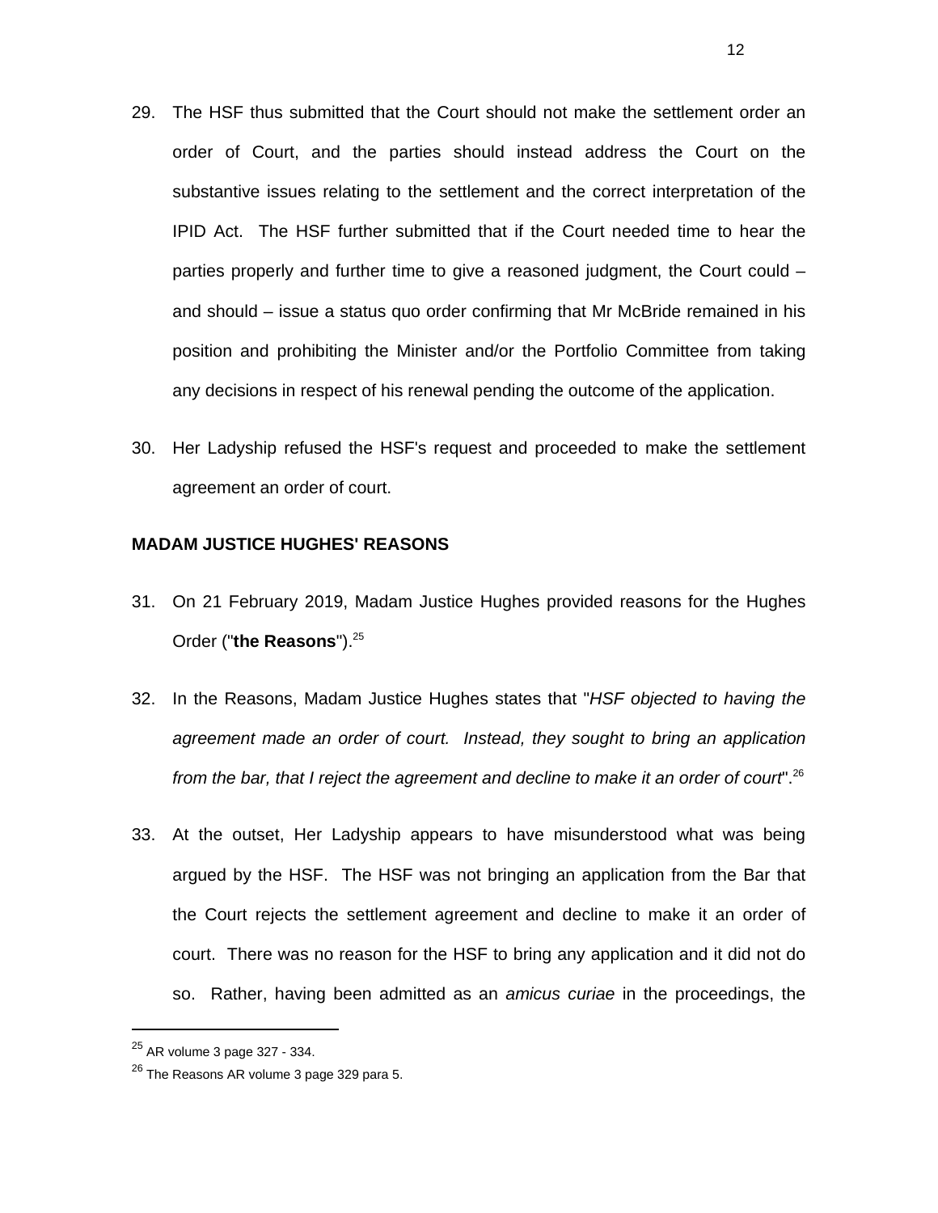29. The HSF thus submitted that the Court should not make the settlement order an order of Court, and the parties should instead address the Court on the substantive issues relating to the settlement and the correct interpretation of the IPID Act. The HSF further submitted that if the Court needed time to hear the parties properly and further time to give a reasoned judgment, the Court could – and should – issue a status quo order confirming that Mr McBride remained in his position and prohibiting the Minister and/or the Portfolio Committee from taking any decisions in respect of his renewal pending the outcome of the application.

30. Her Ladyship refused the HSF's request and proceeded to make the settlement agreement an order of court.

**MADAM JUSTICE HUGHES' REASONS**

31. On 21 February 2019, Madam Justice Hughes provided reasons for the Hughes Order ("**the Reasons**").[25]

32. In the Reasons, Madam Justice Hughes states that "*HSF objected to having the agreement made an order of court. Instead, they sought to bring an application from the bar, that I reject the agreement and decline to make it an order of court*".[26]

33. At the outset, Her Ladyship appears to have misunderstood what was being argued by the HSF. The HSF was not bringing an application from the Bar that the Court rejects the settlement agreement and decline to make it an order of court. There was no reason for the HSF to bring any application and it did not do so. Rather, having been admitted as an *amicus curiae* in the proceedings, the

---

[25] AR volume 3 page 327 - 334.

[26] The Reasons AR volume 3 page 329 para 5.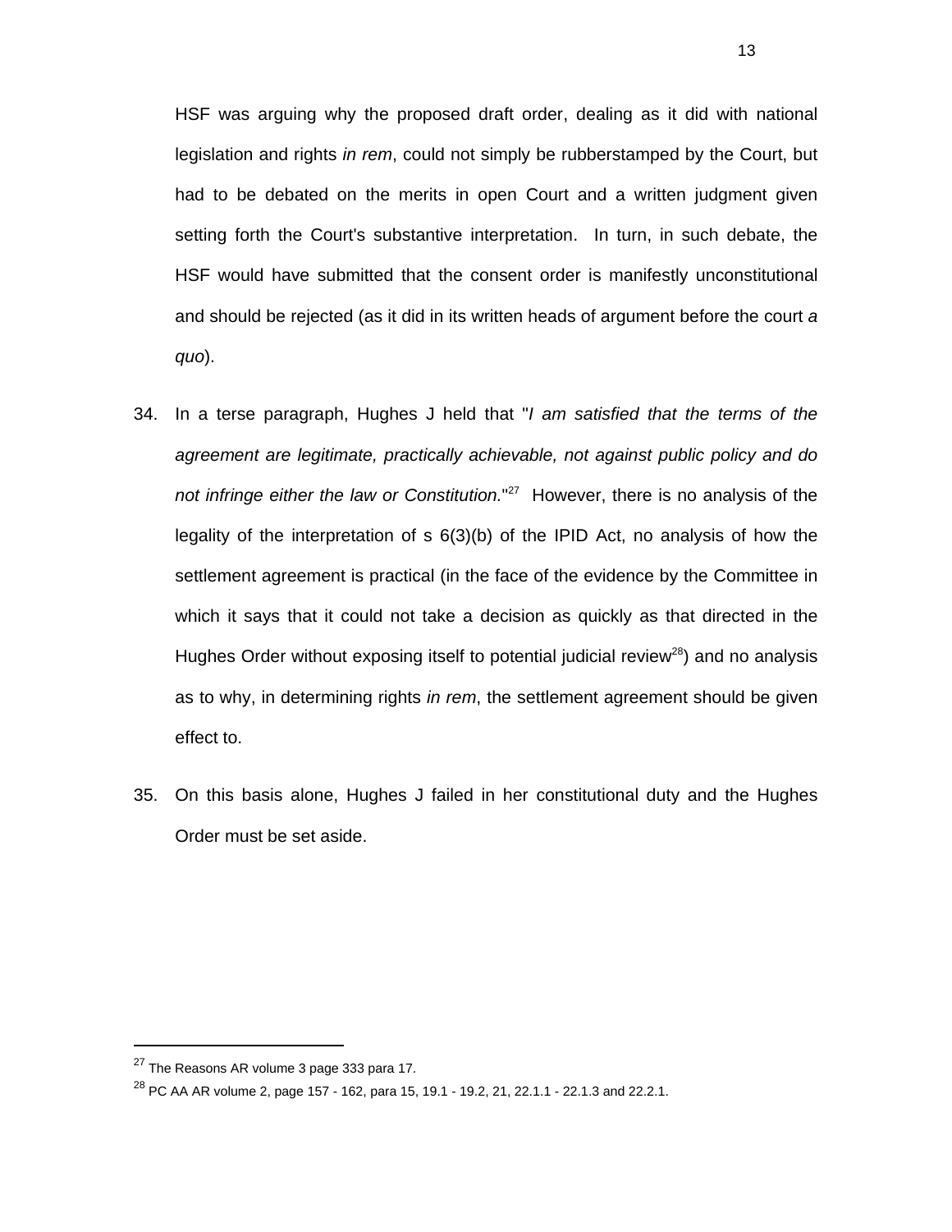HSF was arguing why the proposed draft order, dealing as it did with national legislation and rights *in rem*, could not simply be rubberstamped by the Court, but had to be debated on the merits in open Court and a written judgment given setting forth the Court's substantive interpretation. In turn, in such debate, the HSF would have submitted that the consent order is manifestly unconstitutional and should be rejected (as it did in its written heads of argument before the court *a quo*).

34. In a terse paragraph, Hughes J held that "*I am satisfied that the terms of the agreement are legitimate, practically achievable, not against public policy and do not infringe either the law or Constitution.*"[27] However, there is no analysis of the legality of the interpretation of s 6(3)(b) of the IPID Act, no analysis of how the settlement agreement is practical (in the face of the evidence by the Committee in which it says that it could not take a decision as quickly as that directed in the Hughes Order without exposing itself to potential judicial review[28]) and no analysis as to why, in determining rights *in rem*, the settlement agreement should be given effect to.

35. On this basis alone, Hughes J failed in her constitutional duty and the Hughes Order must be set aside.

---

[27] The Reasons AR volume 3 page 333 para 17.

[28] PC AA AR volume 2, page 157 - 162, para 15, 19.1 - 19.2, 21, 22.1.1 - 22.1.3 and 22.2.1.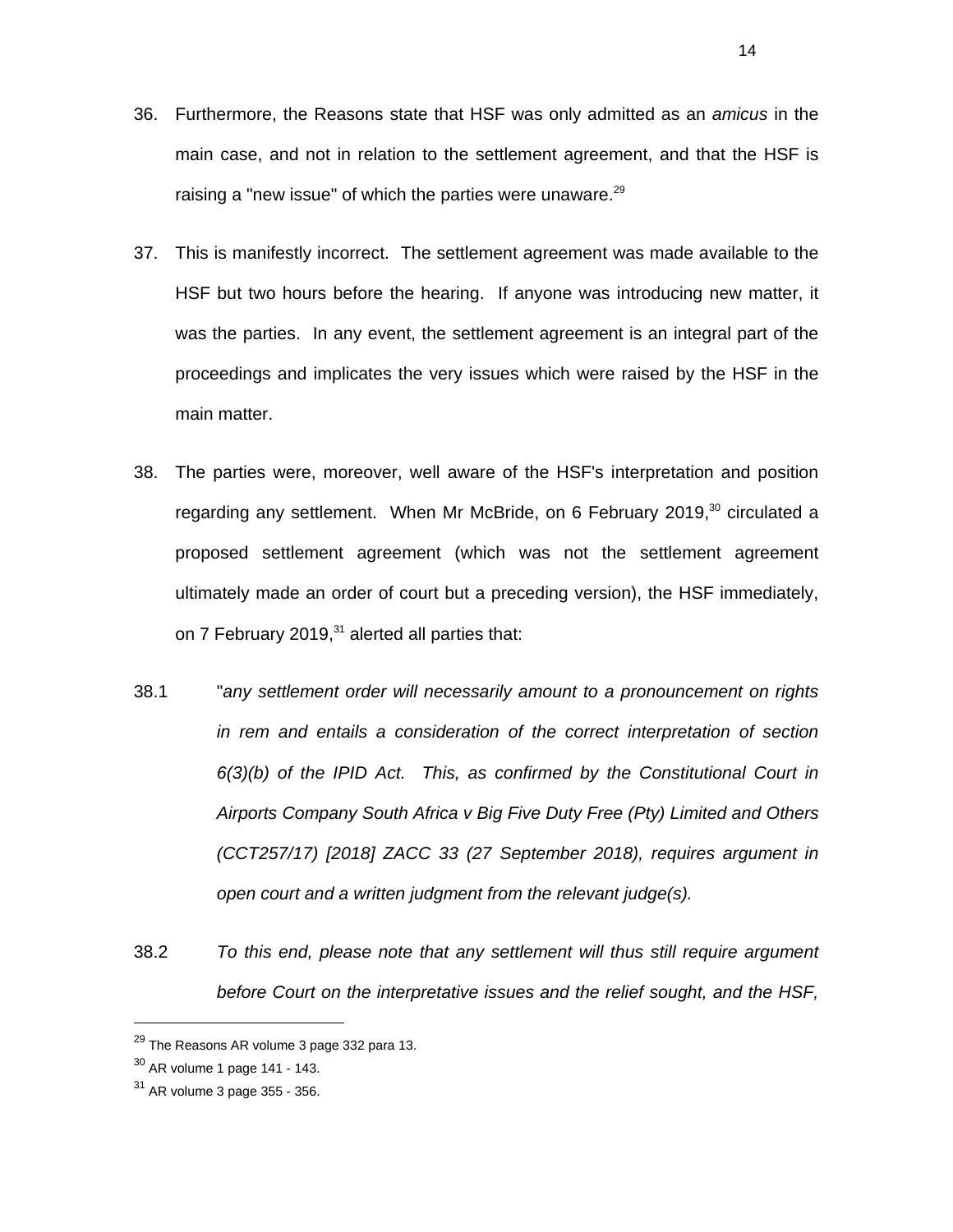36. Furthermore, the Reasons state that HSF was only admitted as an *amicus* in the main case, and not in relation to the settlement agreement, and that the HSF is raising a "new issue" of which the parties were unaware.[29]

37. This is manifestly incorrect. The settlement agreement was made available to the HSF but two hours before the hearing. If anyone was introducing new matter, it was the parties. In any event, the settlement agreement is an integral part of the proceedings and implicates the very issues which were raised by the HSF in the main matter.

38. The parties were, moreover, well aware of the HSF's interpretation and position regarding any settlement. When Mr McBride, on 6 February 2019,[30] circulated a proposed settlement agreement (which was not the settlement agreement ultimately made an order of court but a preceding version), the HSF immediately, on 7 February 2019,[31] alerted all parties that:

38.1 "*any settlement order will necessarily amount to a pronouncement on rights in rem and entails a consideration of the correct interpretation of section 6(3)(b) of the IPID Act. This, as confirmed by the Constitutional Court in Airports Company South Africa v Big Five Duty Free (Pty) Limited and Others (CCT257/17) [2018] ZACC 33 (27 September 2018), requires argument in open court and a written judgment from the relevant judge(s).*

38.2 *To this end, please note that any settlement will thus still require argument before Court on the interpretative issues and the relief sought, and the HSF,*

---

[29] The Reasons AR volume 3 page 332 para 13.

[30] AR volume 1 page 141 - 143.

[31] AR volume 3 page 355 - 356.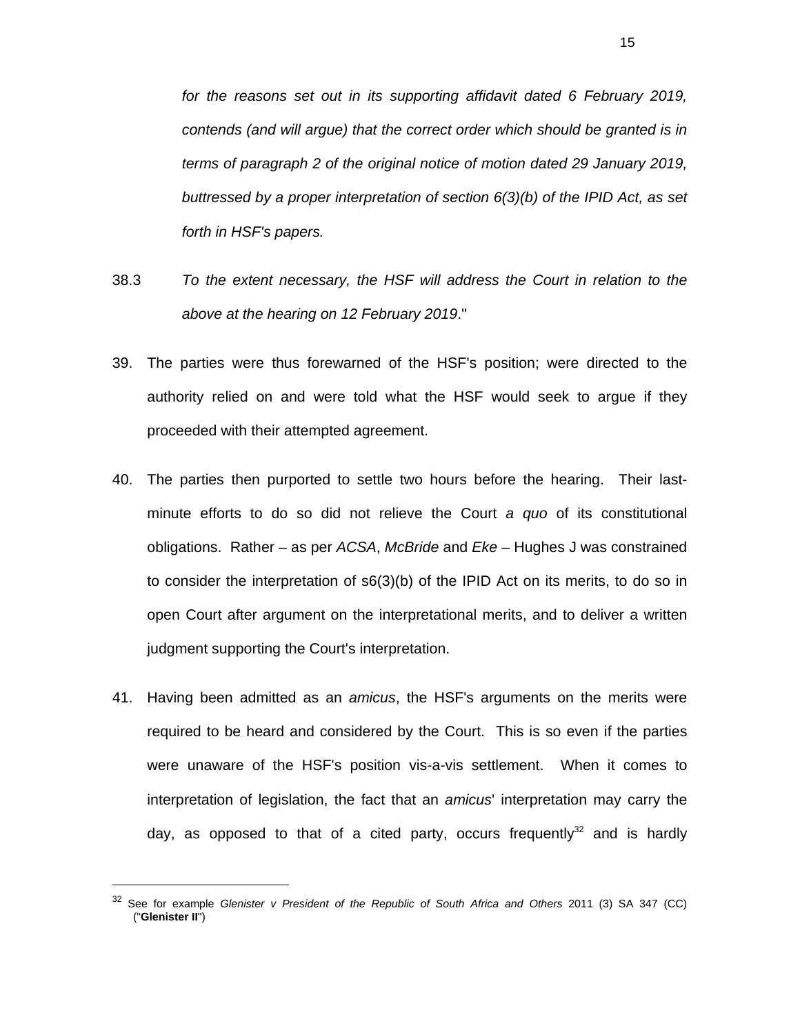*for the reasons set out in its supporting affidavit dated 6 February 2019, contends (and will argue) that the correct order which should be granted is in terms of paragraph 2 of the original notice of motion dated 29 January 2019, buttressed by a proper interpretation of section 6(3)(b) of the IPID Act, as set forth in HSF's papers.*

38.3 *To the extent necessary, the HSF will address the Court in relation to the above at the hearing on 12 February 2019*."

39. The parties were thus forewarned of the HSF's position; were directed to the authority relied on and were told what the HSF would seek to argue if they proceeded with their attempted agreement.

40. The parties then purported to settle two hours before the hearing. Their last-minute efforts to do so did not relieve the Court *a quo* of its constitutional obligations. Rather – as per *ACSA*, *McBride* and *Eke* – Hughes J was constrained to consider the interpretation of s6(3)(b) of the IPID Act on its merits, to do so in open Court after argument on the interpretational merits, and to deliver a written judgment supporting the Court's interpretation.

41. Having been admitted as an *amicus*, the HSF's arguments on the merits were required to be heard and considered by the Court. This is so even if the parties were unaware of the HSF's position vis-a-vis settlement. When it comes to interpretation of legislation, the fact that an *amicus*' interpretation may carry the day, as opposed to that of a cited party, occurs frequently[32] and is hardly

---

[32] See for example *Glenister v President of the Republic of South Africa and Others* 2011 (3) SA 347 (CC) ("**Glenister II**")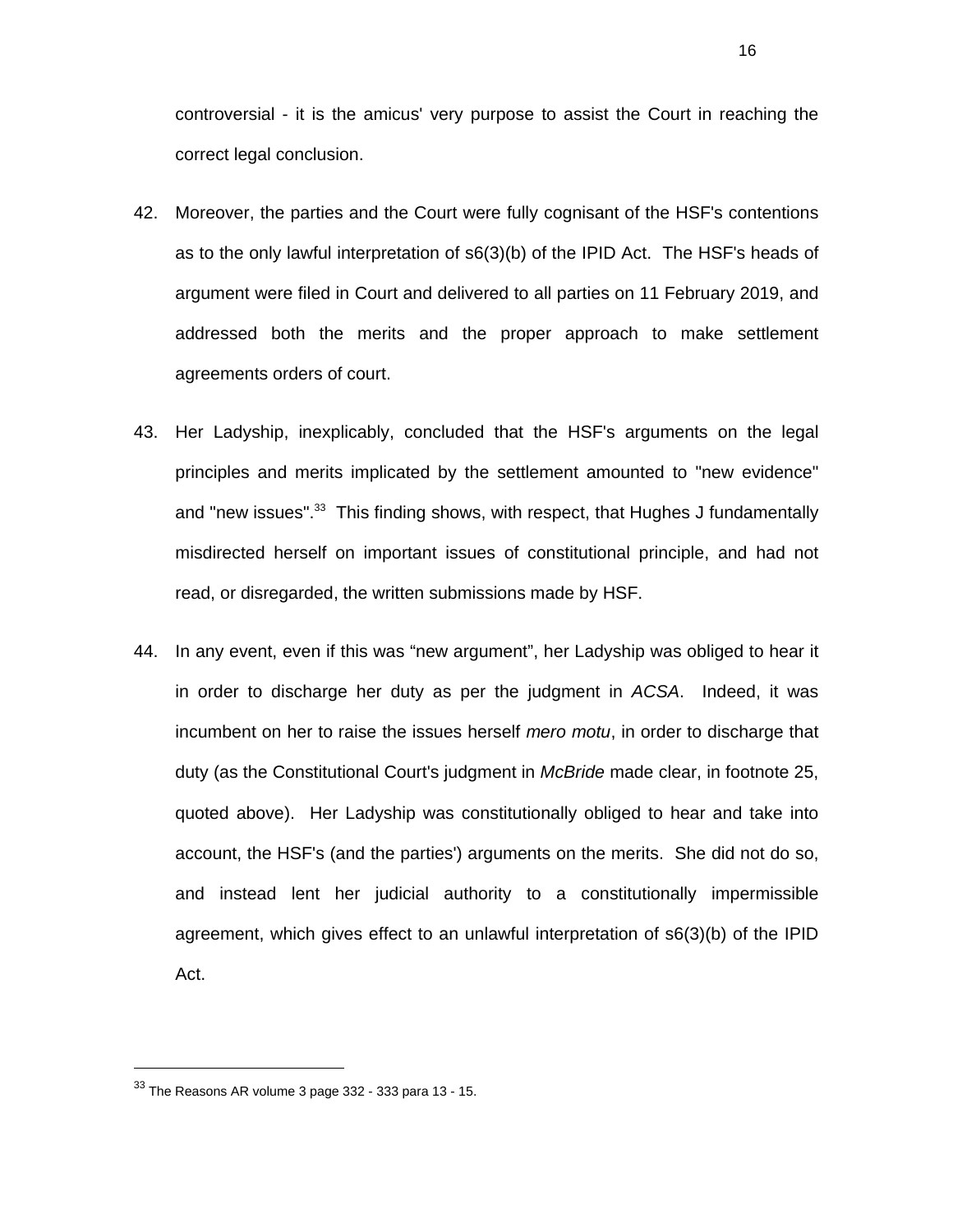controversial - it is the amicus' very purpose to assist the Court in reaching the correct legal conclusion.

42. Moreover, the parties and the Court were fully cognisant of the HSF's contentions as to the only lawful interpretation of s6(3)(b) of the IPID Act. The HSF's heads of argument were filed in Court and delivered to all parties on 11 February 2019, and addressed both the merits and the proper approach to make settlement agreements orders of court.

43. Her Ladyship, inexplicably, concluded that the HSF's arguments on the legal principles and merits implicated by the settlement amounted to "new evidence" and "new issues".[33] This finding shows, with respect, that Hughes J fundamentally misdirected herself on important issues of constitutional principle, and had not read, or disregarded, the written submissions made by HSF.

44. In any event, even if this was “new argument”, her Ladyship was obliged to hear it in order to discharge her duty as per the judgment in *ACSA*. Indeed, it was incumbent on her to raise the issues herself *mero motu*, in order to discharge that duty (as the Constitutional Court's judgment in *McBride* made clear, in footnote 25, quoted above). Her Ladyship was constitutionally obliged to hear and take into account, the HSF's (and the parties') arguments on the merits. She did not do so, and instead lent her judicial authority to a constitutionally impermissible agreement, which gives effect to an unlawful interpretation of s6(3)(b) of the IPID Act.

---

[33] The Reasons AR volume 3 page 332 - 333 para 13 - 15.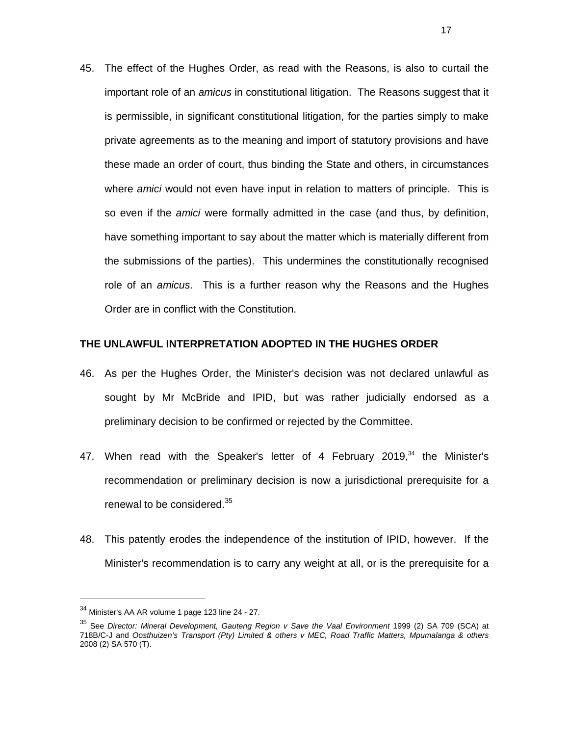45. The effect of the Hughes Order, as read with the Reasons, is also to curtail the important role of an *amicus* in constitutional litigation. The Reasons suggest that it is permissible, in significant constitutional litigation, for the parties simply to make private agreements as to the meaning and import of statutory provisions and have these made an order of court, thus binding the State and others, in circumstances where *amici* would not even have input in relation to matters of principle. This is so even if the *amici* were formally admitted in the case (and thus, by definition, have something important to say about the matter which is materially different from the submissions of the parties). This undermines the constitutionally recognised role of an *amicus*. This is a further reason why the Reasons and the Hughes Order are in conflict with the Constitution.

**THE UNLAWFUL INTERPRETATION ADOPTED IN THE HUGHES ORDER**

46. As per the Hughes Order, the Minister's decision was not declared unlawful as sought by Mr McBride and IPID, but was rather judicially endorsed as a preliminary decision to be confirmed or rejected by the Committee.

47. When read with the Speaker's letter of 4 February 2019,[34] the Minister's recommendation or preliminary decision is now a jurisdictional prerequisite for a renewal to be considered.[35]

48. This patently erodes the independence of the institution of IPID, however. If the Minister's recommendation is to carry any weight at all, or is the prerequisite for a

---

[34] Minister's AA AR volume 1 page 123 line 24 - 27.

[35] See *Director: Mineral Development, Gauteng Region v Save the Vaal Environment* 1999 (2) SA 709 (SCA) at 718B/C-J and *Oosthuizen's Transport (Pty) Limited & others v MEC, Road Traffic Matters, Mpumalanga & others* 2008 (2) SA 570 (T).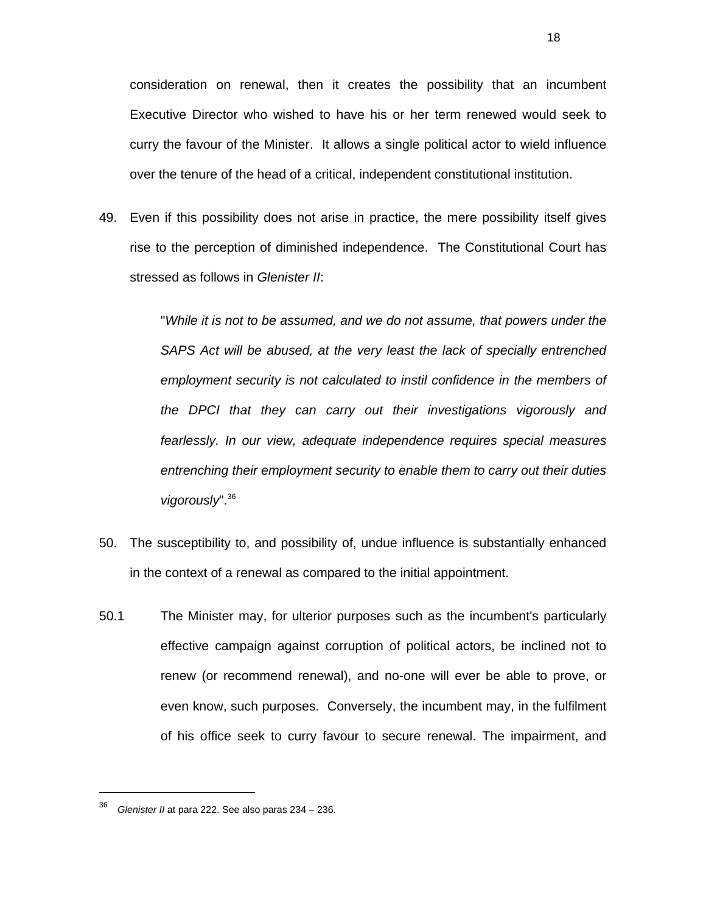consideration on renewal, then it creates the possibility that an incumbent Executive Director who wished to have his or her term renewed would seek to curry the favour of the Minister. It allows a single political actor to wield influence over the tenure of the head of a critical, independent constitutional institution.

49. Even if this possibility does not arise in practice, the mere possibility itself gives rise to the perception of diminished independence. The Constitutional Court has stressed as follows in *Glenister II*:

> "*While it is not to be assumed, and we do not assume, that powers under the SAPS Act will be abused, at the very least the lack of specially entrenched employment security is not calculated to instil confidence in the members of the DPCI that they can carry out their investigations vigorously and fearlessly. In our view, adequate independence requires special measures entrenching their employment security to enable them to carry out their duties vigorously*".[36]

50. The susceptibility to, and possibility of, undue influence is substantially enhanced in the context of a renewal as compared to the initial appointment.

50.1 The Minister may, for ulterior purposes such as the incumbent's particularly effective campaign against corruption of political actors, be inclined not to renew (or recommend renewal), and no-one will ever be able to prove, or even know, such purposes. Conversely, the incumbent may, in the fulfilment of his office seek to curry favour to secure renewal. The impairment, and

---

[36] *Glenister II* at para 222. See also paras 234 – 236.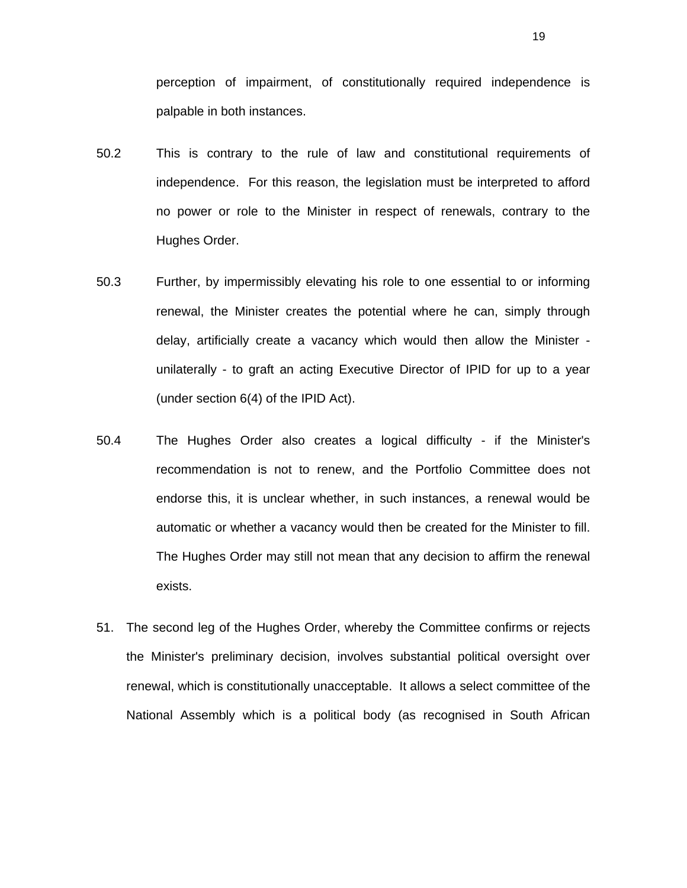perception of impairment, of constitutionally required independence is palpable in both instances.

50.2 This is contrary to the rule of law and constitutional requirements of independence. For this reason, the legislation must be interpreted to afford no power or role to the Minister in respect of renewals, contrary to the Hughes Order.

50.3 Further, by impermissibly elevating his role to one essential to or informing renewal, the Minister creates the potential where he can, simply through delay, artificially create a vacancy which would then allow the Minister - unilaterally - to graft an acting Executive Director of IPID for up to a year (under section 6(4) of the IPID Act).

50.4 The Hughes Order also creates a logical difficulty - if the Minister's recommendation is not to renew, and the Portfolio Committee does not endorse this, it is unclear whether, in such instances, a renewal would be automatic or whether a vacancy would then be created for the Minister to fill. The Hughes Order may still not mean that any decision to affirm the renewal exists.

51. The second leg of the Hughes Order, whereby the Committee confirms or rejects the Minister's preliminary decision, involves substantial political oversight over renewal, which is constitutionally unacceptable. It allows a select committee of the National Assembly which is a political body (as recognised in South African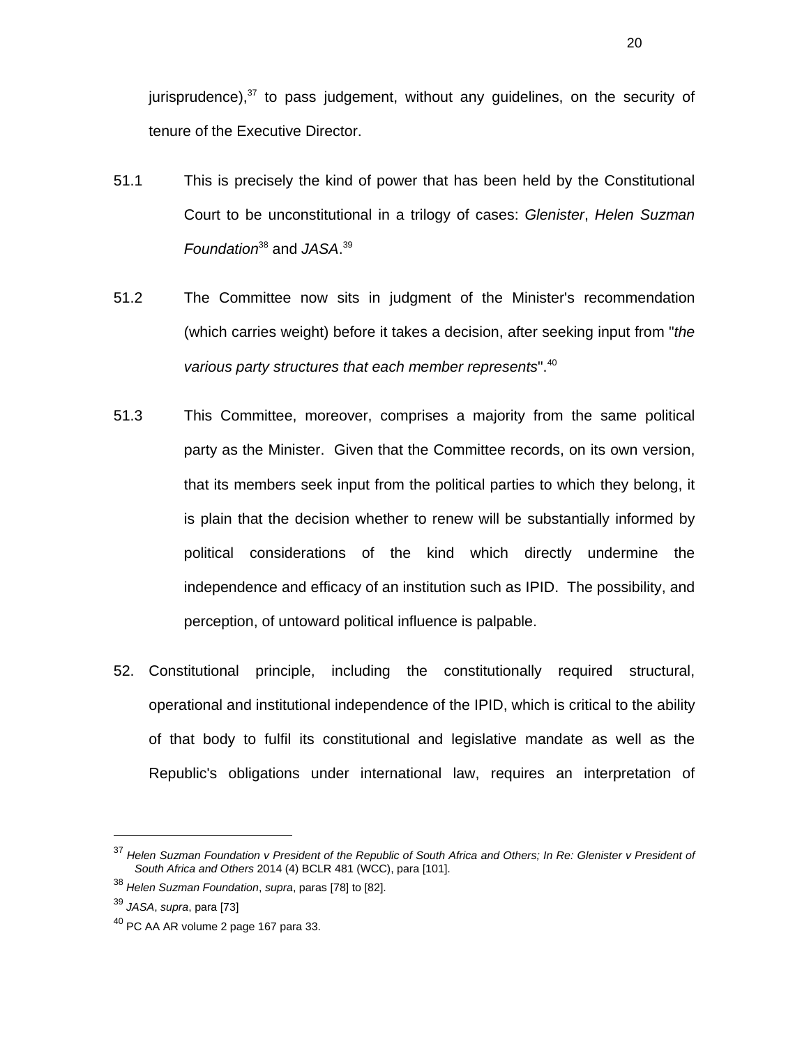jurisprudence),[37] to pass judgement, without any guidelines, on the security of tenure of the Executive Director.

51.1 This is precisely the kind of power that has been held by the Constitutional Court to be unconstitutional in a trilogy of cases: *Glenister*, *Helen Suzman Foundation*[38] and *JASA*.[39]

51.2 The Committee now sits in judgment of the Minister's recommendation (which carries weight) before it takes a decision, after seeking input from "*the various party structures that each member represents*".[40]

51.3 This Committee, moreover, comprises a majority from the same political party as the Minister. Given that the Committee records, on its own version, that its members seek input from the political parties to which they belong, it is plain that the decision whether to renew will be substantially informed by political considerations of the kind which directly undermine the independence and efficacy of an institution such as IPID. The possibility, and perception, of untoward political influence is palpable.

52. Constitutional principle, including the constitutionally required structural, operational and institutional independence of the IPID, which is critical to the ability of that body to fulfil its constitutional and legislative mandate as well as the Republic's obligations under international law, requires an interpretation of

---

[37] *Helen Suzman Foundation v President of the Republic of South Africa and Others; In Re: Glenister v President of South Africa and Others* 2014 (4) BCLR 481 (WCC), para [101].

[38] *Helen Suzman Foundation*, *supra*, paras [78] to [82].

[39] *JASA*, *supra*, para [73]

[40] PC AA AR volume 2 page 167 para 33.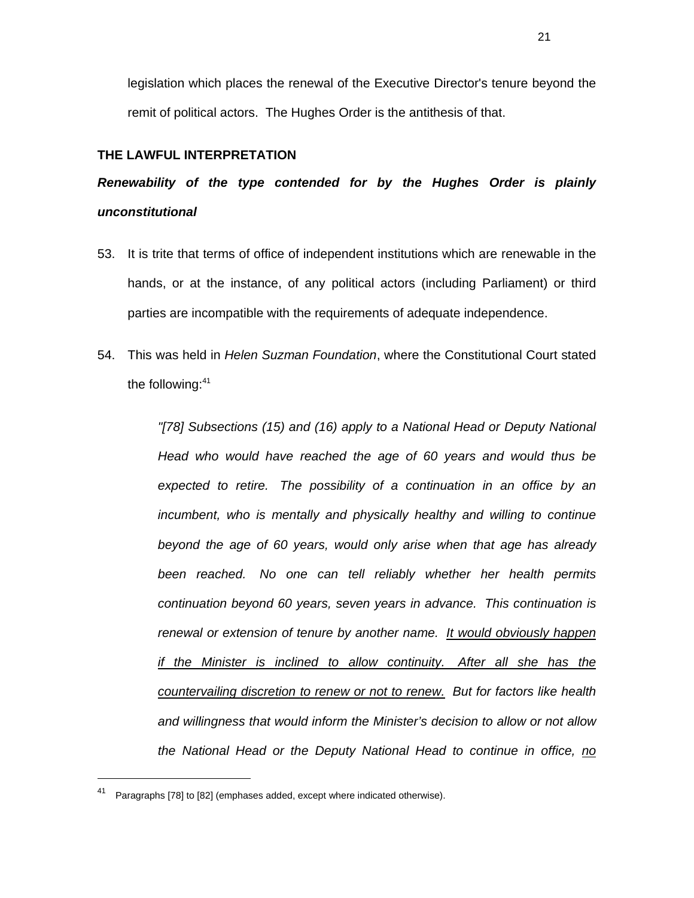legislation which places the renewal of the Executive Director's tenure beyond the remit of political actors. The Hughes Order is the antithesis of that.

## THE LAWFUL INTERPRETATION

### *Renewability of the type contended for by the Hughes Order is plainly unconstitutional*

53. It is trite that terms of office of independent institutions which are renewable in the hands, or at the instance, of any political actors (including Parliament) or third parties are incompatible with the requirements of adequate independence.

54. This was held in *Helen Suzman Foundation*, where the Constitutional Court stated the following:[41]

> *"[78] Subsections (15) and (16) apply to a National Head or Deputy National Head who would have reached the age of 60 years and would thus be expected to retire. The possibility of a continuation in an office by an incumbent, who is mentally and physically healthy and willing to continue beyond the age of 60 years, would only arise when that age has already been reached. No one can tell reliably whether her health permits continuation beyond 60 years, seven years in advance. This continuation is renewal or extension of tenure by another name. <u>It would obviously happen if the Minister is inclined to allow continuity. After all she has the countervailing discretion to renew or not to renew.</u> But for factors like health and willingness that would inform the Minister's decision to allow or not allow the National Head or the Deputy National Head to continue in office, <u>no</u>*

[41] Paragraphs [78] to [82] (emphases added, except where indicated otherwise).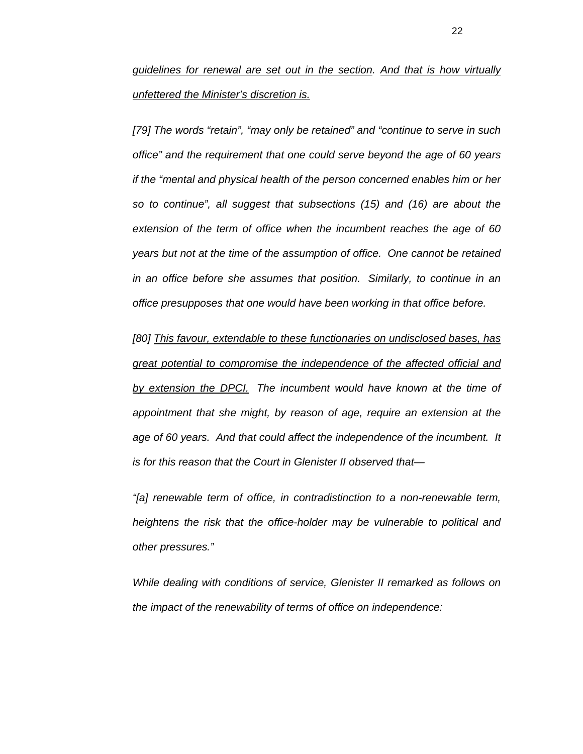*<u>guidelines for renewal are set out in the section</u>. <u>And that is how virtually unfettered the Minister's discretion is.</u>*

*[79] The words "retain", "may only be retained" and "continue to serve in such office" and the requirement that one could serve beyond the age of 60 years if the "mental and physical health of the person concerned enables him or her so to continue", all suggest that subsections (15) and (16) are about the extension of the term of office when the incumbent reaches the age of 60 years but not at the time of the assumption of office. One cannot be retained in an office before she assumes that position. Similarly, to continue in an office presupposes that one would have been working in that office before.*

*[80] <u>This favour, extendable to these functionaries on undisclosed bases, has great potential to compromise the independence of the affected official and by extension the DPCI.</u> The incumbent would have known at the time of appointment that she might, by reason of age, require an extension at the age of 60 years. And that could affect the independence of the incumbent. It is for this reason that the Court in Glenister II observed that—*

*"[a] renewable term of office, in contradistinction to a non-renewable term, heightens the risk that the office-holder may be vulnerable to political and other pressures."*

*While dealing with conditions of service, Glenister II remarked as follows on the impact of the renewability of terms of office on independence:*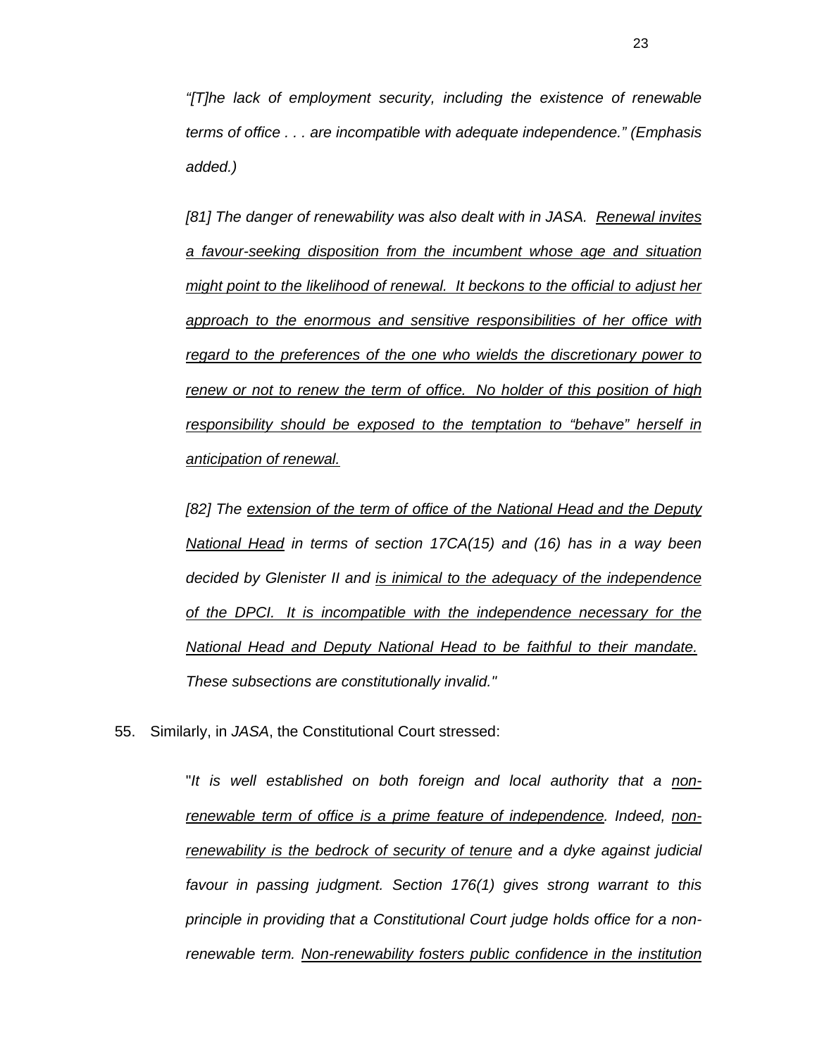> *"[T]he lack of employment security, including the existence of renewable terms of office . . . are incompatible with adequate independence." (Emphasis added.)*
>
> *[81] The danger of renewability was also dealt with in JASA. <u>Renewal invites a favour-seeking disposition from the incumbent whose age and situation might point to the likelihood of renewal. It beckons to the official to adjust her approach to the enormous and sensitive responsibilities of her office with regard to the preferences of the one who wields the discretionary power to renew or not to renew the term of office. No holder of this position of high responsibility should be exposed to the temptation to "behave" herself in anticipation of renewal.</u>*
>
> *[82] The <u>extension of the term of office of the National Head and the Deputy National Head</u> in terms of section 17CA(15) and (16) has in a way been decided by Glenister II and <u>is inimical to the adequacy of the independence of the DPCI. It is incompatible with the independence necessary for the National Head and Deputy National Head to be faithful to their mandate.</u> These subsections are constitutionally invalid."*

55. Similarly, in *JASA*, the Constitutional Court stressed:

> "*It is well established on both foreign and local authority that a <u>non-renewable term of office is a prime feature of independence</u>. Indeed, <u>non-renewability is the bedrock of security of tenure</u> and a dyke against judicial favour in passing judgment. Section 176(1) gives strong warrant to this principle in providing that a Constitutional Court judge holds office for a non-renewable term. <u>Non-renewability fosters public confidence in the institution</u>*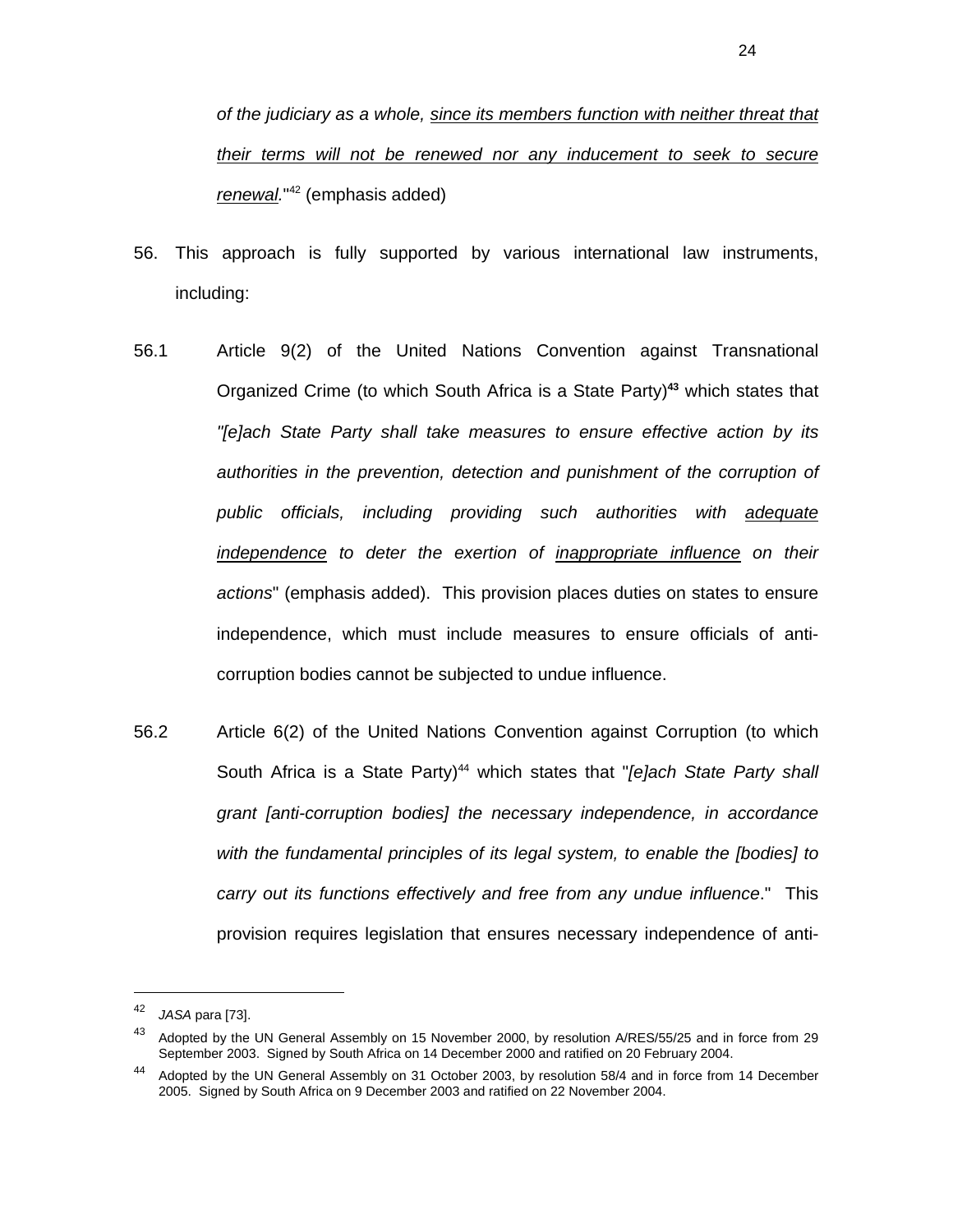*of the judiciary as a whole, <u>since its members function with neither threat that their terms will not be renewed nor any inducement to seek to secure renewal</u>.*"[42] (emphasis added)

56. This approach is fully supported by various international law instruments, including:

56.1 Article 9(2) of the United Nations Convention against Transnational Organized Crime (to which South Africa is a State Party)[43] which states that *"[e]ach State Party shall take measures to ensure effective action by its authorities in the prevention, detection and punishment of the corruption of public officials, including providing such authorities with <u>adequate independence</u> to deter the exertion of <u>inappropriate influence</u> on their actions*" (emphasis added). This provision places duties on states to ensure independence, which must include measures to ensure officials of anti-corruption bodies cannot be subjected to undue influence.

56.2 Article 6(2) of the United Nations Convention against Corruption (to which South Africa is a State Party)[44] which states that "*[e]ach State Party shall grant [anti-corruption bodies] the necessary independence, in accordance with the fundamental principles of its legal system, to enable the [bodies] to carry out its functions effectively and free from any undue influence*." This provision requires legislation that ensures necessary independence of anti-

---

[42] *JASA* para [73].

[43] Adopted by the UN General Assembly on 15 November 2000, by resolution A/RES/55/25 and in force from 29 September 2003. Signed by South Africa on 14 December 2000 and ratified on 20 February 2004.

[44] Adopted by the UN General Assembly on 31 October 2003, by resolution 58/4 and in force from 14 December 2005. Signed by South Africa on 9 December 2003 and ratified on 22 November 2004.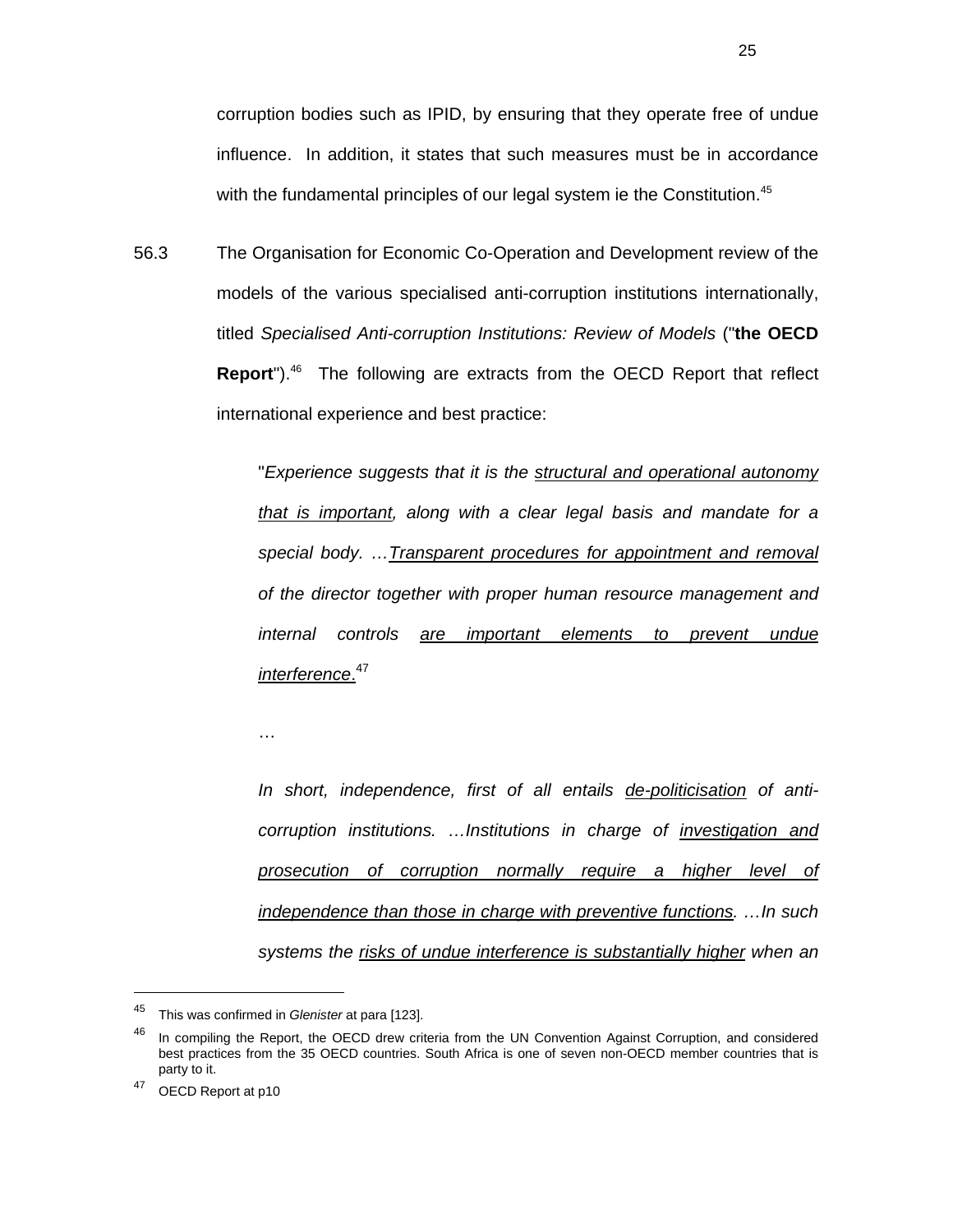corruption bodies such as IPID, by ensuring that they operate free of undue influence. In addition, it states that such measures must be in accordance with the fundamental principles of our legal system ie the Constitution.[45]

56.3 The Organisation for Economic Co-Operation and Development review of the models of the various specialised anti-corruption institutions internationally, titled *Specialised Anti-corruption Institutions: Review of Models* ("**the OECD Report**").[46] The following are extracts from the OECD Report that reflect international experience and best practice:

> "*Experience suggests that it is the <u>structural and operational autonomy that is important</u>, along with a clear legal basis and mandate for a special body. …<u>Transparent procedures for appointment and removal</u> of the director together with proper human resource management and internal controls <u>are important elements to prevent undue interference</u>.*[47]
>
> …
>
> *In short, independence, first of all entails <u>de-politicisation</u> of anti-corruption institutions. …Institutions in charge of <u>investigation and prosecution of corruption normally require a higher level of independence than those in charge with preventive functions</u>. …In such systems the <u>risks of undue interference is substantially higher</u> when an*

---

[45] This was confirmed in *Glenister* at para [123].

[46] In compiling the Report, the OECD drew criteria from the UN Convention Against Corruption, and considered best practices from the 35 OECD countries. South Africa is one of seven non-OECD member countries that is party to it.

[47] OECD Report at p10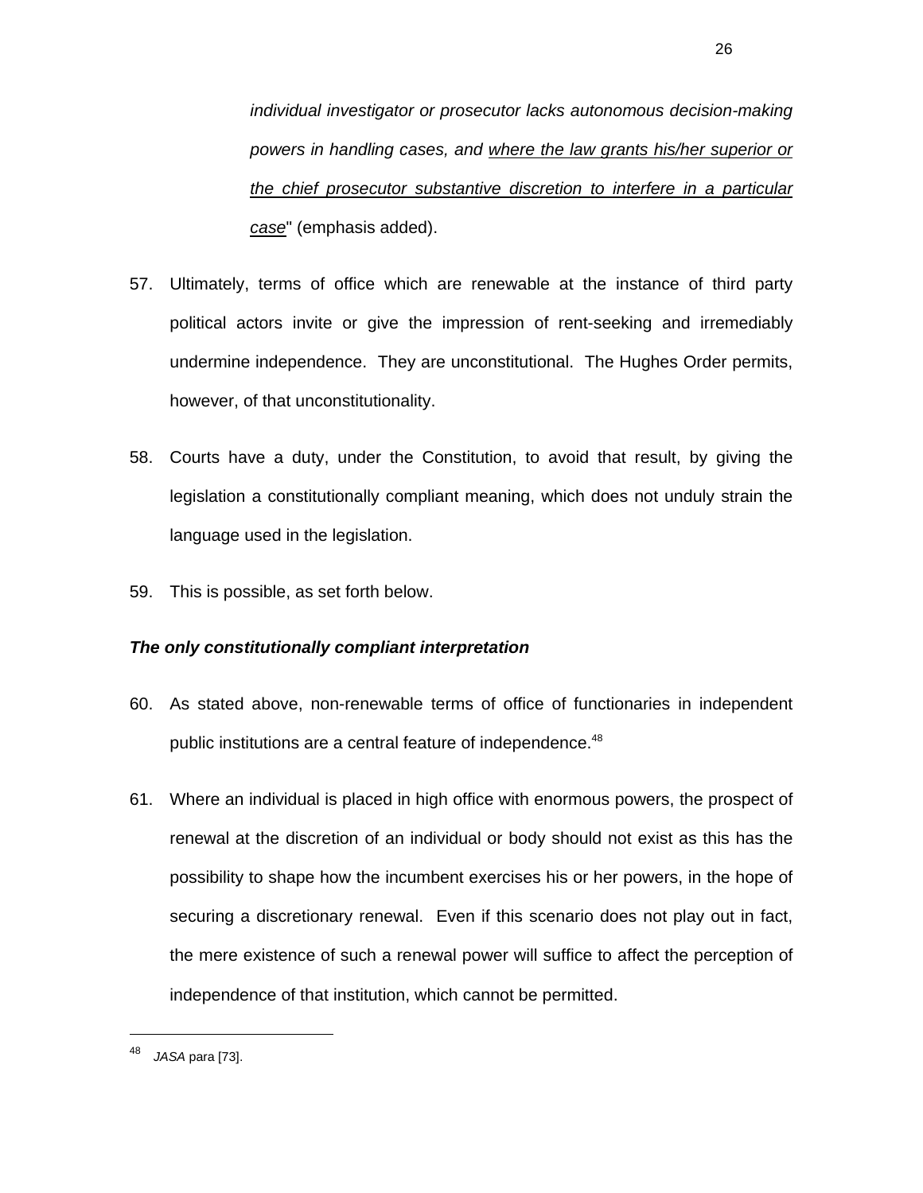*individual investigator or prosecutor lacks autonomous decision-making powers in handling cases, and where the law grants his/her superior or the chief prosecutor substantive discretion to interfere in a particular case*" (emphasis added).

57. Ultimately, terms of office which are renewable at the instance of third party political actors invite or give the impression of rent-seeking and irremediably undermine independence. They are unconstitutional. The Hughes Order permits, however, of that unconstitutionality.

58. Courts have a duty, under the Constitution, to avoid that result, by giving the legislation a constitutionally compliant meaning, which does not unduly strain the language used in the legislation.

59. This is possible, as set forth below.

***The only constitutionally compliant interpretation***

60. As stated above, non-renewable terms of office of functionaries in independent public institutions are a central feature of independence.[48]

61. Where an individual is placed in high office with enormous powers, the prospect of renewal at the discretion of an individual or body should not exist as this has the possibility to shape how the incumbent exercises his or her powers, in the hope of securing a discretionary renewal. Even if this scenario does not play out in fact, the mere existence of such a renewal power will suffice to affect the perception of independence of that institution, which cannot be permitted.

---

[48] *JASA* para [73].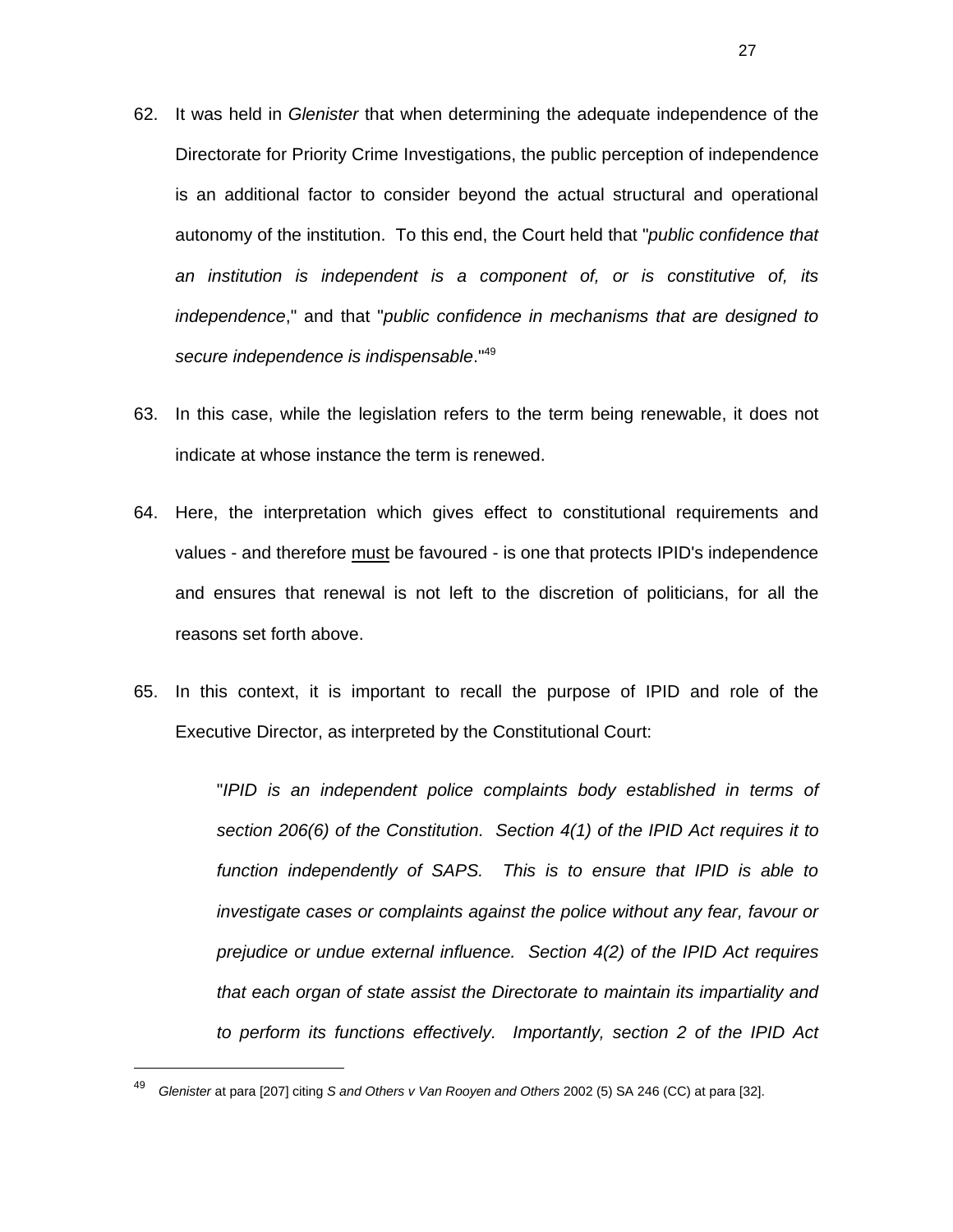62. It was held in *Glenister* that when determining the adequate independence of the Directorate for Priority Crime Investigations, the public perception of independence is an additional factor to consider beyond the actual structural and operational autonomy of the institution. To this end, the Court held that "*public confidence that an institution is independent is a component of, or is constitutive of, its independence*," and that "*public confidence in mechanisms that are designed to secure independence is indispensable*."[49]

63. In this case, while the legislation refers to the term being renewable, it does not indicate at whose instance the term is renewed.

64. Here, the interpretation which gives effect to constitutional requirements and values - and therefore <u>must</u> be favoured - is one that protects IPID's independence and ensures that renewal is not left to the discretion of politicians, for all the reasons set forth above.

65. In this context, it is important to recall the purpose of IPID and role of the Executive Director, as interpreted by the Constitutional Court:

> "*IPID is an independent police complaints body established in terms of section 206(6) of the Constitution. Section 4(1) of the IPID Act requires it to function independently of SAPS. This is to ensure that IPID is able to investigate cases or complaints against the police without any fear, favour or prejudice or undue external influence. Section 4(2) of the IPID Act requires that each organ of state assist the Directorate to maintain its impartiality and to perform its functions effectively. Importantly, section 2 of the IPID Act*

---

[49] *Glenister* at para [207] citing *S and Others v Van Rooyen and Others* 2002 (5) SA 246 (CC) at para [32].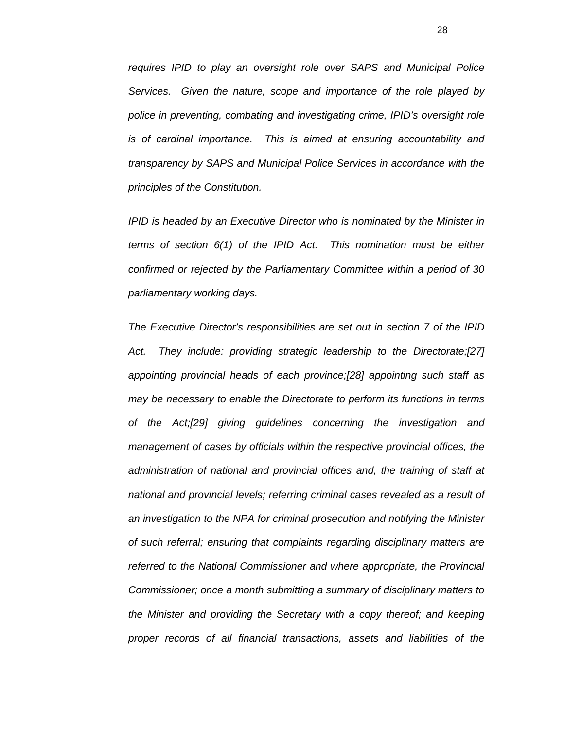*requires IPID to play an oversight role over SAPS and Municipal Police Services. Given the nature, scope and importance of the role played by police in preventing, combating and investigating crime, IPID's oversight role is of cardinal importance. This is aimed at ensuring accountability and transparency by SAPS and Municipal Police Services in accordance with the principles of the Constitution.*

*IPID is headed by an Executive Director who is nominated by the Minister in terms of section 6(1) of the IPID Act. This nomination must be either confirmed or rejected by the Parliamentary Committee within a period of 30 parliamentary working days.*

*The Executive Director's responsibilities are set out in section 7 of the IPID Act. They include: providing strategic leadership to the Directorate;[27] appointing provincial heads of each province;[28] appointing such staff as may be necessary to enable the Directorate to perform its functions in terms of the Act;[29] giving guidelines concerning the investigation and management of cases by officials within the respective provincial offices, the administration of national and provincial offices and, the training of staff at national and provincial levels; referring criminal cases revealed as a result of an investigation to the NPA for criminal prosecution and notifying the Minister of such referral; ensuring that complaints regarding disciplinary matters are referred to the National Commissioner and where appropriate, the Provincial Commissioner; once a month submitting a summary of disciplinary matters to the Minister and providing the Secretary with a copy thereof; and keeping proper records of all financial transactions, assets and liabilities of the*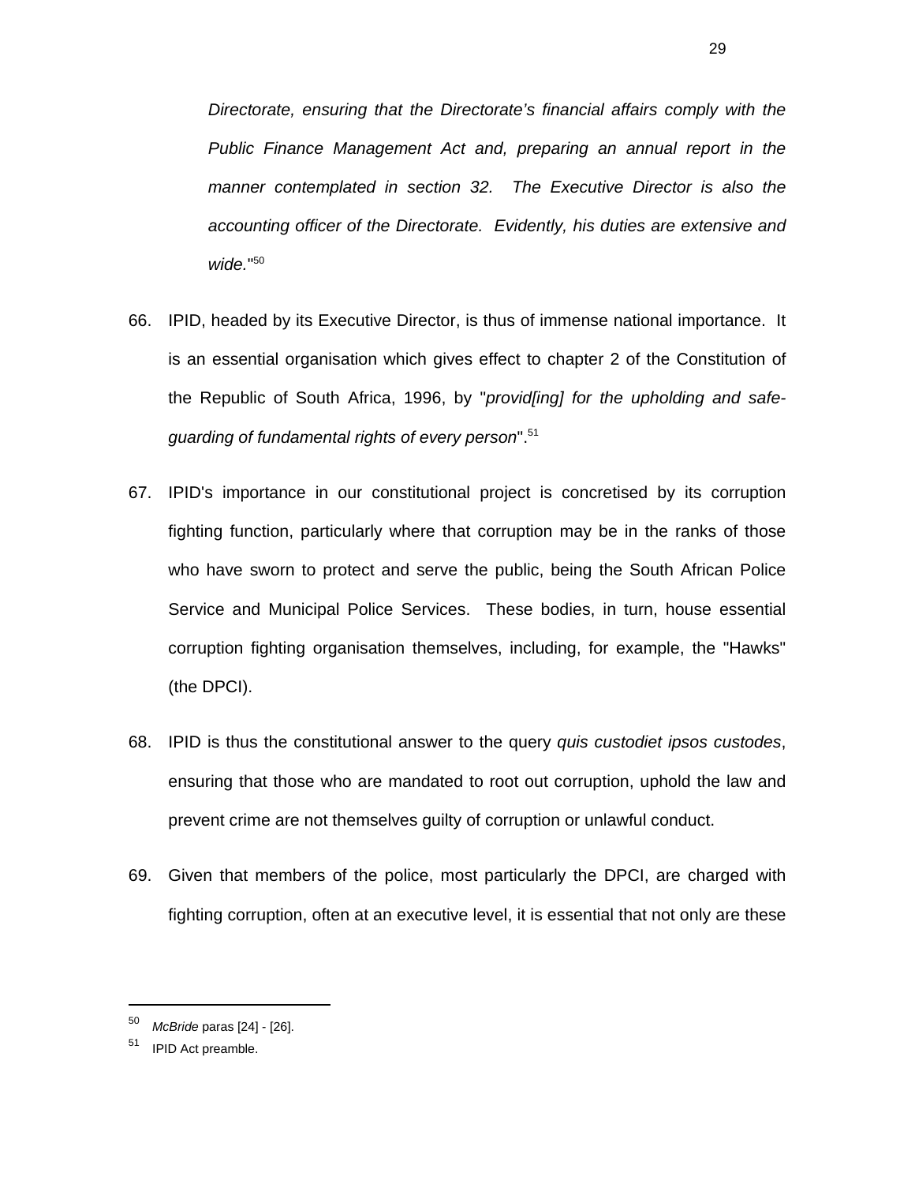*Directorate, ensuring that the Directorate's financial affairs comply with the Public Finance Management Act and, preparing an annual report in the manner contemplated in section 32. The Executive Director is also the accounting officer of the Directorate. Evidently, his duties are extensive and wide.*"[50]

66. IPID, headed by its Executive Director, is thus of immense national importance. It is an essential organisation which gives effect to chapter 2 of the Constitution of the Republic of South Africa, 1996, by "*provid[ing] for the upholding and safe-guarding of fundamental rights of every person*".[51]

67. IPID's importance in our constitutional project is concretised by its corruption fighting function, particularly where that corruption may be in the ranks of those who have sworn to protect and serve the public, being the South African Police Service and Municipal Police Services. These bodies, in turn, house essential corruption fighting organisation themselves, including, for example, the "Hawks" (the DPCI).

68. IPID is thus the constitutional answer to the query *quis custodiet ipsos custodes*, ensuring that those who are mandated to root out corruption, uphold the law and prevent crime are not themselves guilty of corruption or unlawful conduct.

69. Given that members of the police, most particularly the DPCI, are charged with fighting corruption, often at an executive level, it is essential that not only are these

---

[50] *McBride* paras [24] - [26].

[51] IPID Act preamble.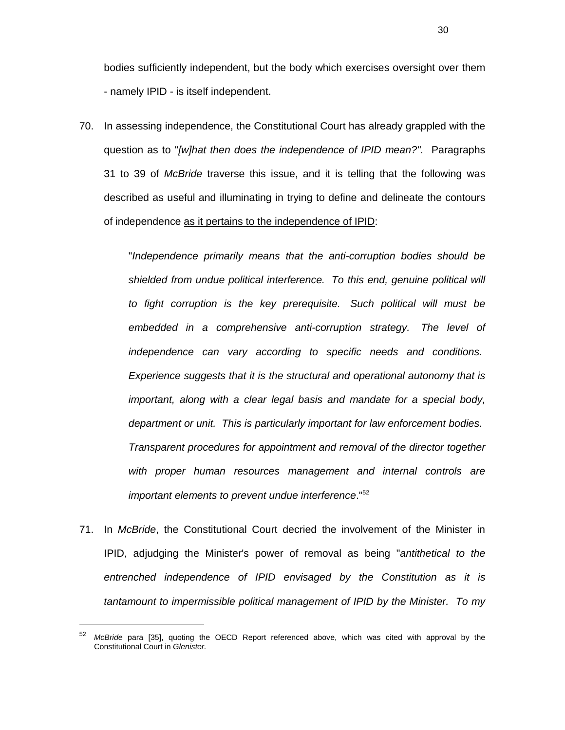bodies sufficiently independent, but the body which exercises oversight over them - namely IPID - is itself independent.

70. In assessing independence, the Constitutional Court has already grappled with the question as to "*[w]hat then does the independence of IPID mean?"*. Paragraphs 31 to 39 of *McBride* traverse this issue, and it is telling that the following was described as useful and illuminating in trying to define and delineate the contours of independence <u>as it pertains to the independence of IPID</u>:

   > "*Independence primarily means that the anti-corruption bodies should be shielded from undue political interference. To this end, genuine political will to fight corruption is the key prerequisite. Such political will must be embedded in a comprehensive anti-corruption strategy. The level of independence can vary according to specific needs and conditions. Experience suggests that it is the structural and operational autonomy that is important, along with a clear legal basis and mandate for a special body, department or unit. This is particularly important for law enforcement bodies. Transparent procedures for appointment and removal of the director together with proper human resources management and internal controls are important elements to prevent undue interference*."[52]

71. In *McBride*, the Constitutional Court decried the involvement of the Minister in IPID, adjudging the Minister's power of removal as being "*antithetical to the entrenched independence of IPID envisaged by the Constitution as it is tantamount to impermissible political management of IPID by the Minister. To my*

---

[52] *McBride* para [35], quoting the OECD Report referenced above, which was cited with approval by the Constitutional Court in *Glenister.*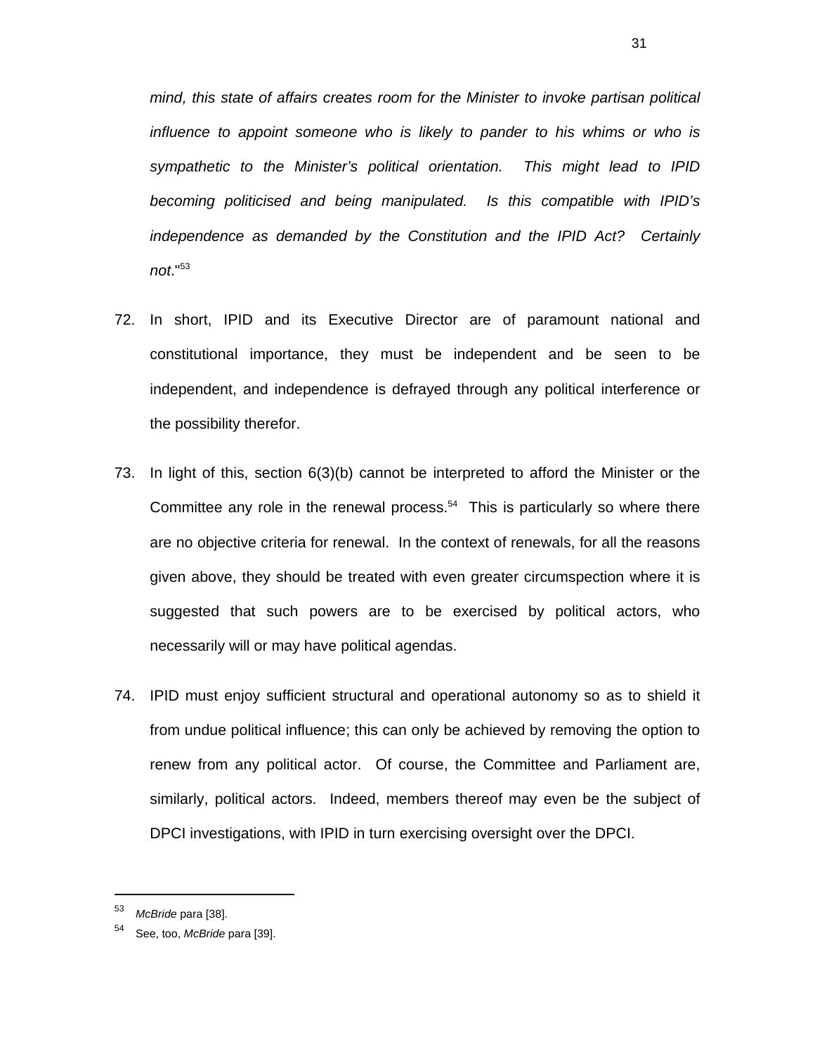*mind, this state of affairs creates room for the Minister to invoke partisan political influence to appoint someone who is likely to pander to his whims or who is sympathetic to the Minister's political orientation. This might lead to IPID becoming politicised and being manipulated. Is this compatible with IPID's independence as demanded by the Constitution and the IPID Act? Certainly not*."[53]

72. In short, IPID and its Executive Director are of paramount national and constitutional importance, they must be independent and be seen to be independent, and independence is defrayed through any political interference or the possibility therefor.

73. In light of this, section 6(3)(b) cannot be interpreted to afford the Minister or the Committee any role in the renewal process.[54] This is particularly so where there are no objective criteria for renewal. In the context of renewals, for all the reasons given above, they should be treated with even greater circumspection where it is suggested that such powers are to be exercised by political actors, who necessarily will or may have political agendas.

74. IPID must enjoy sufficient structural and operational autonomy so as to shield it from undue political influence; this can only be achieved by removing the option to renew from any political actor. Of course, the Committee and Parliament are, similarly, political actors. Indeed, members thereof may even be the subject of DPCI investigations, with IPID in turn exercising oversight over the DPCI.

---

[53] *McBride* para [38].

[54] See, too, *McBride* para [39].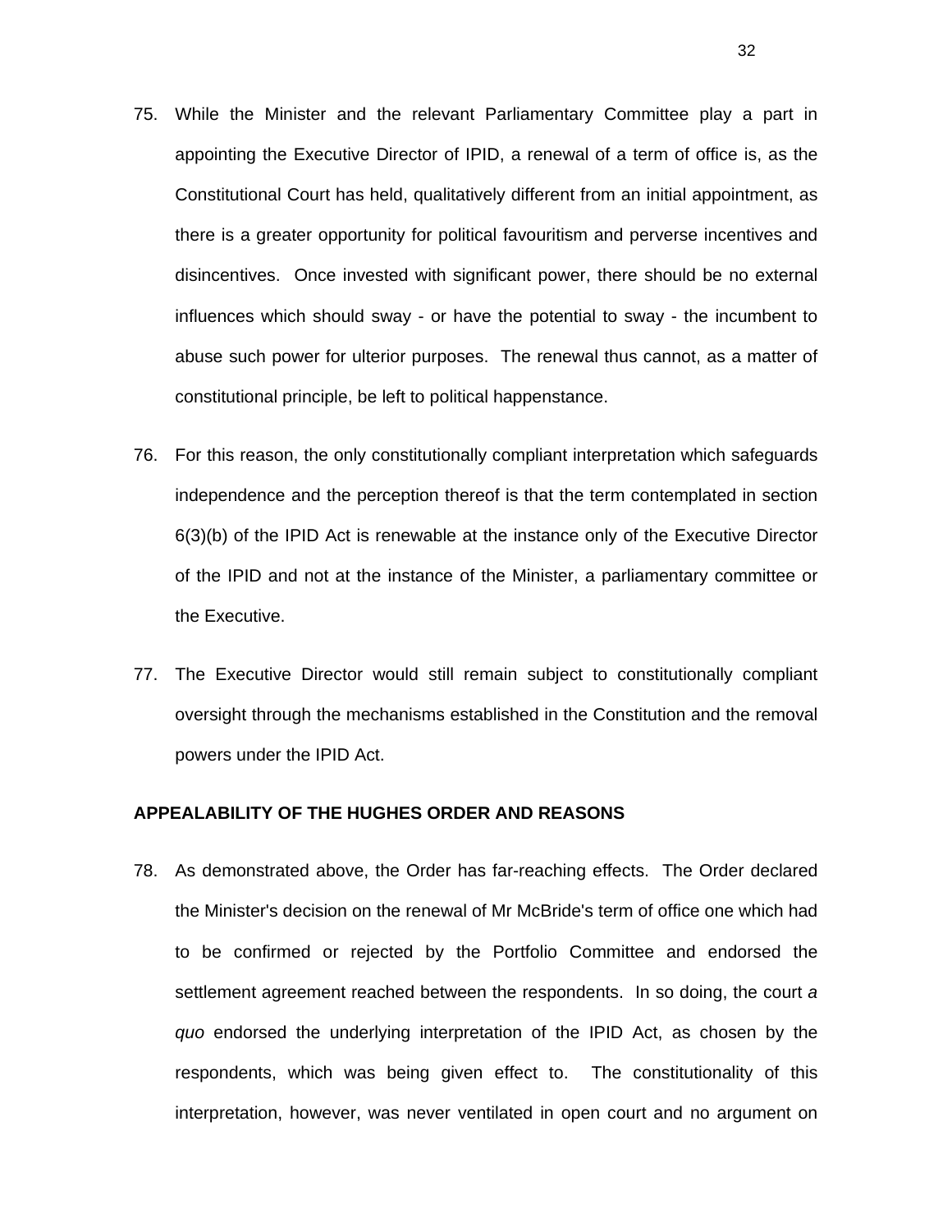75. While the Minister and the relevant Parliamentary Committee play a part in appointing the Executive Director of IPID, a renewal of a term of office is, as the Constitutional Court has held, qualitatively different from an initial appointment, as there is a greater opportunity for political favouritism and perverse incentives and disincentives. Once invested with significant power, there should be no external influences which should sway - or have the potential to sway - the incumbent to abuse such power for ulterior purposes. The renewal thus cannot, as a matter of constitutional principle, be left to political happenstance.

76. For this reason, the only constitutionally compliant interpretation which safeguards independence and the perception thereof is that the term contemplated in section 6(3)(b) of the IPID Act is renewable at the instance only of the Executive Director of the IPID and not at the instance of the Minister, a parliamentary committee or the Executive.

77. The Executive Director would still remain subject to constitutionally compliant oversight through the mechanisms established in the Constitution and the removal powers under the IPID Act.

**APPEALABILITY OF THE HUGHES ORDER AND REASONS**

78. As demonstrated above, the Order has far-reaching effects. The Order declared the Minister's decision on the renewal of Mr McBride's term of office one which had to be confirmed or rejected by the Portfolio Committee and endorsed the settlement agreement reached between the respondents. In so doing, the court *a quo* endorsed the underlying interpretation of the IPID Act, as chosen by the respondents, which was being given effect to. The constitutionality of this interpretation, however, was never ventilated in open court and no argument on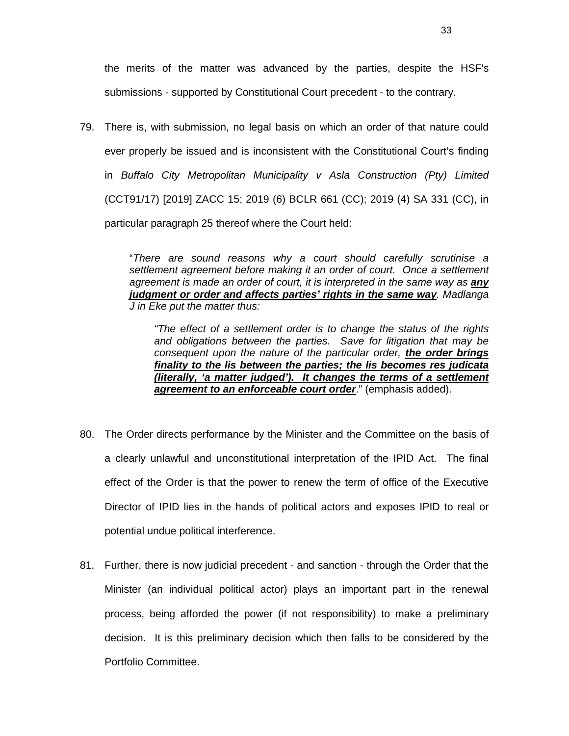the merits of the matter was advanced by the parties, despite the HSF's submissions - supported by Constitutional Court precedent - to the contrary.

79. There is, with submission, no legal basis on which an order of that nature could ever properly be issued and is inconsistent with the Constitutional Court's finding in *Buffalo City Metropolitan Municipality v Asla Construction (Pty) Limited* (CCT91/17) [2019] ZACC 15; 2019 (6) BCLR 661 (CC); 2019 (4) SA 331 (CC), in particular paragraph 25 thereof where the Court held:

> "*There are sound reasons why a court should carefully scrutinise a settlement agreement before making it an order of court. Once a settlement agreement is made an order of court, it is interpreted in the same way as* ***<u>any judgment or order and affects parties' rights in the same way</u>****. Madlanga J in Eke put the matter thus:*
>
> > *"The effect of a settlement order is to change the status of the rights and obligations between the parties. Save for litigation that may be consequent upon the nature of the particular order,* ***<u>the order brings finality to the lis between the parties; the lis becomes res judicata (literally, 'a matter judged'). It changes the terms of a settlement agreement to an enforceable court order</u>***." (emphasis added).

80. The Order directs performance by the Minister and the Committee on the basis of a clearly unlawful and unconstitutional interpretation of the IPID Act. The final effect of the Order is that the power to renew the term of office of the Executive Director of IPID lies in the hands of political actors and exposes IPID to real or potential undue political interference.

81. Further, there is now judicial precedent - and sanction - through the Order that the Minister (an individual political actor) plays an important part in the renewal process, being afforded the power (if not responsibility) to make a preliminary decision. It is this preliminary decision which then falls to be considered by the Portfolio Committee.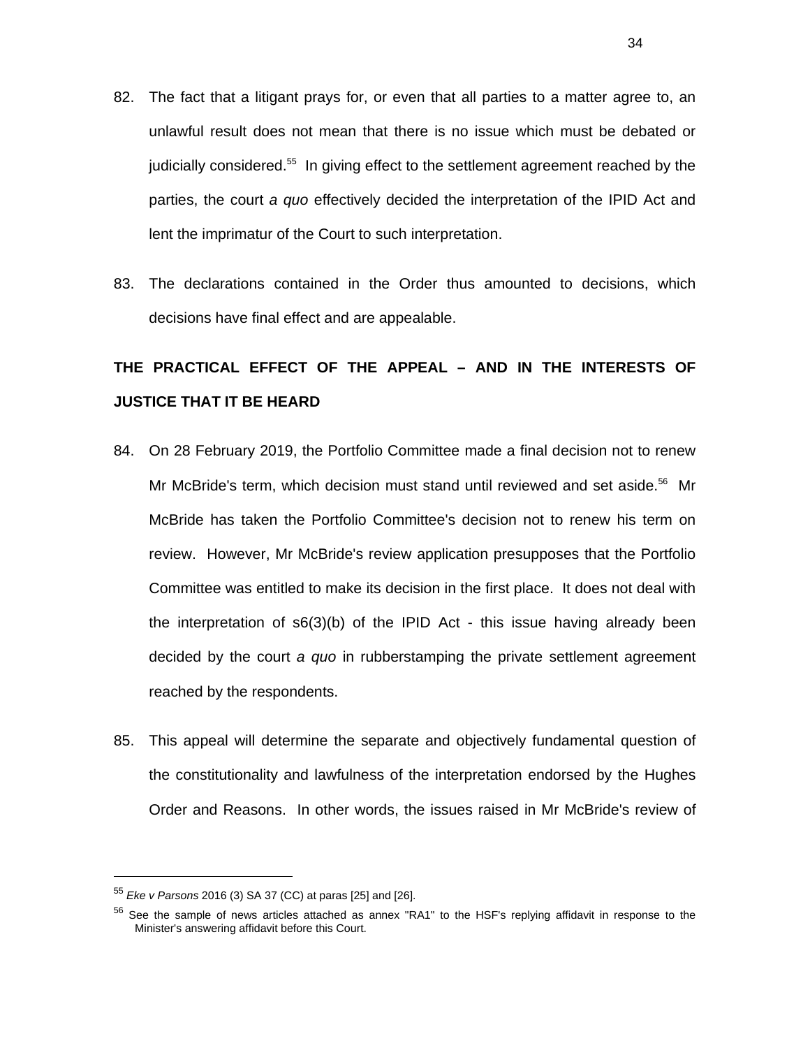82. The fact that a litigant prays for, or even that all parties to a matter agree to, an unlawful result does not mean that there is no issue which must be debated or judicially considered.[55] In giving effect to the settlement agreement reached by the parties, the court *a quo* effectively decided the interpretation of the IPID Act and lent the imprimatur of the Court to such interpretation.

83. The declarations contained in the Order thus amounted to decisions, which decisions have final effect and are appealable.

**THE PRACTICAL EFFECT OF THE APPEAL – AND IN THE INTERESTS OF JUSTICE THAT IT BE HEARD**

84. On 28 February 2019, the Portfolio Committee made a final decision not to renew Mr McBride's term, which decision must stand until reviewed and set aside.[56] Mr McBride has taken the Portfolio Committee's decision not to renew his term on review. However, Mr McBride's review application presupposes that the Portfolio Committee was entitled to make its decision in the first place. It does not deal with the interpretation of s6(3)(b) of the IPID Act - this issue having already been decided by the court *a quo* in rubberstamping the private settlement agreement reached by the respondents.

85. This appeal will determine the separate and objectively fundamental question of the constitutionality and lawfulness of the interpretation endorsed by the Hughes Order and Reasons. In other words, the issues raised in Mr McBride's review of

---

[55] *Eke v Parsons* 2016 (3) SA 37 (CC) at paras [25] and [26].

[56] See the sample of news articles attached as annex "RA1" to the HSF's replying affidavit in response to the Minister's answering affidavit before this Court.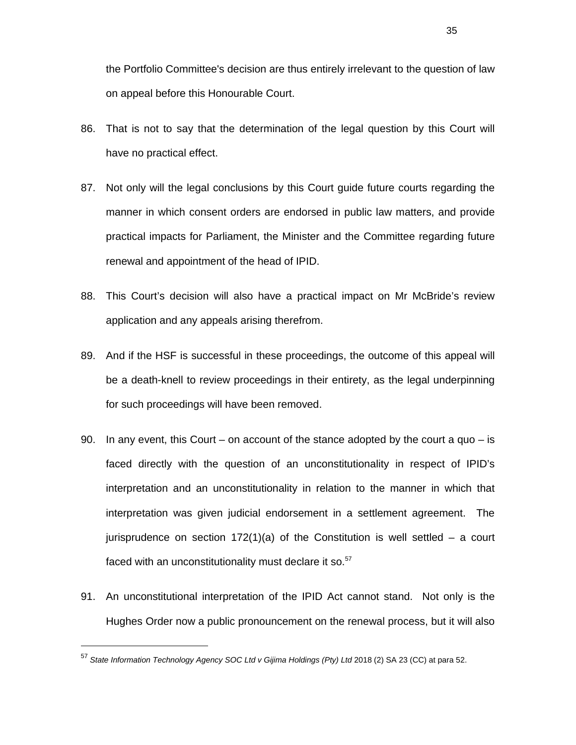the Portfolio Committee's decision are thus entirely irrelevant to the question of law on appeal before this Honourable Court.

86. That is not to say that the determination of the legal question by this Court will have no practical effect.

87. Not only will the legal conclusions by this Court guide future courts regarding the manner in which consent orders are endorsed in public law matters, and provide practical impacts for Parliament, the Minister and the Committee regarding future renewal and appointment of the head of IPID.

88. This Court's decision will also have a practical impact on Mr McBride's review application and any appeals arising therefrom.

89. And if the HSF is successful in these proceedings, the outcome of this appeal will be a death-knell to review proceedings in their entirety, as the legal underpinning for such proceedings will have been removed.

90. In any event, this Court – on account of the stance adopted by the court a quo – is faced directly with the question of an unconstitutionality in respect of IPID's interpretation and an unconstitutionality in relation to the manner in which that interpretation was given judicial endorsement in a settlement agreement. The jurisprudence on section 172(1)(a) of the Constitution is well settled – a court faced with an unconstitutionality must declare it so.[57]

91. An unconstitutional interpretation of the IPID Act cannot stand. Not only is the Hughes Order now a public pronouncement on the renewal process, but it will also

---

[57] *State Information Technology Agency SOC Ltd v Gijima Holdings (Pty) Ltd* 2018 (2) SA 23 (CC) at para 52.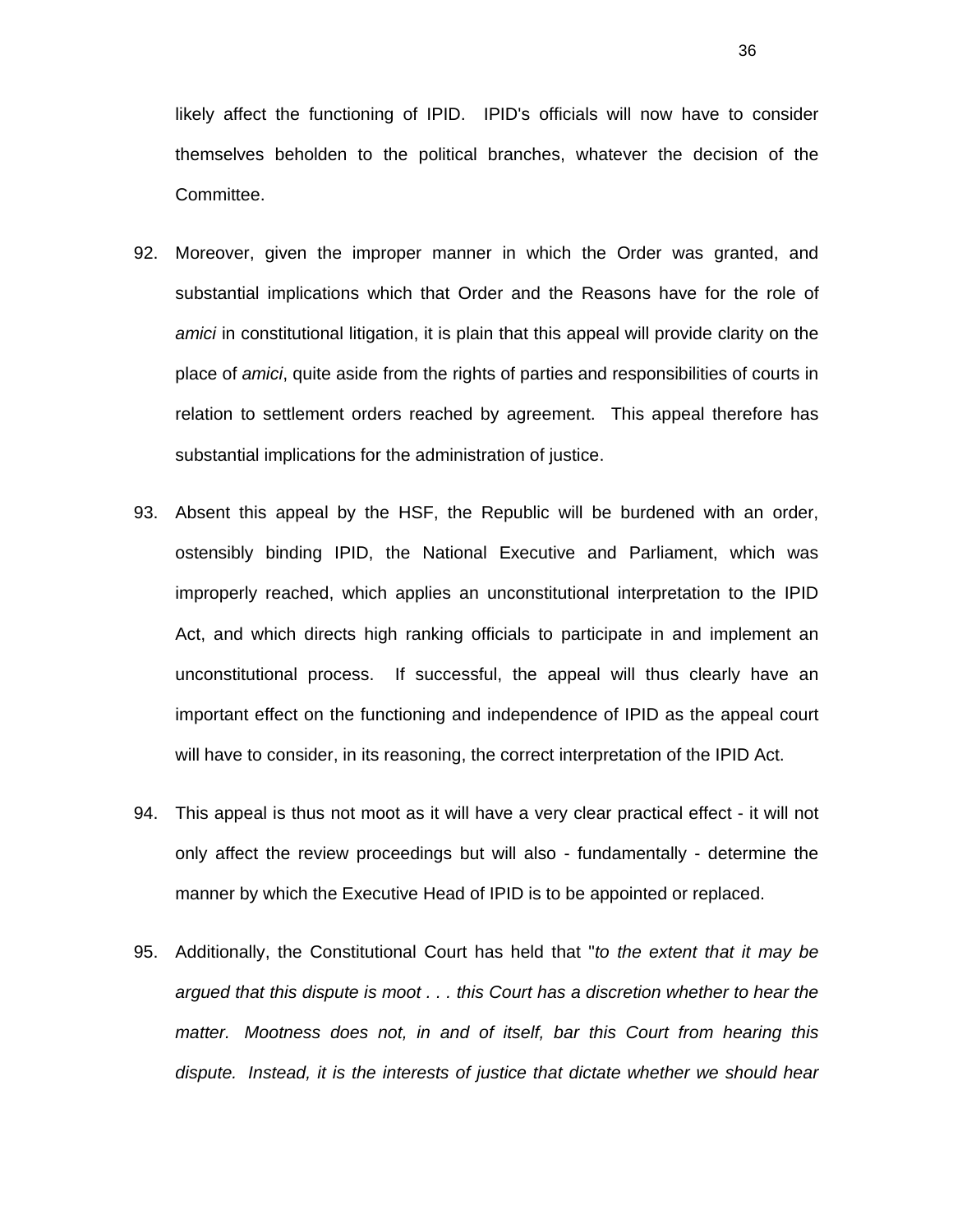likely affect the functioning of IPID. IPID's officials will now have to consider themselves beholden to the political branches, whatever the decision of the Committee.

92. Moreover, given the improper manner in which the Order was granted, and substantial implications which that Order and the Reasons have for the role of *amici* in constitutional litigation, it is plain that this appeal will provide clarity on the place of *amici*, quite aside from the rights of parties and responsibilities of courts in relation to settlement orders reached by agreement. This appeal therefore has substantial implications for the administration of justice.

93. Absent this appeal by the HSF, the Republic will be burdened with an order, ostensibly binding IPID, the National Executive and Parliament, which was improperly reached, which applies an unconstitutional interpretation to the IPID Act, and which directs high ranking officials to participate in and implement an unconstitutional process. If successful, the appeal will thus clearly have an important effect on the functioning and independence of IPID as the appeal court will have to consider, in its reasoning, the correct interpretation of the IPID Act.

94. This appeal is thus not moot as it will have a very clear practical effect - it will not only affect the review proceedings but will also - fundamentally - determine the manner by which the Executive Head of IPID is to be appointed or replaced.

95. Additionally, the Constitutional Court has held that "*to the extent that it may be argued that this dispute is moot . . . this Court has a discretion whether to hear the matter. Mootness does not, in and of itself, bar this Court from hearing this dispute. Instead, it is the interests of justice that dictate whether we should hear*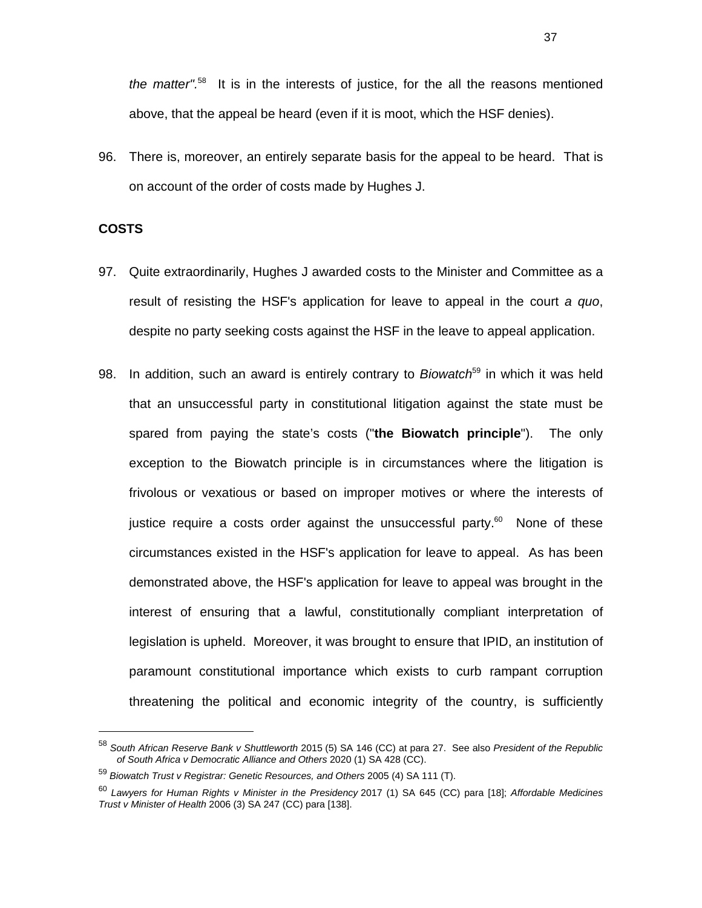*the matter"*.[58] It is in the interests of justice, for the all the reasons mentioned above, that the appeal be heard (even if it is moot, which the HSF denies).

96. There is, moreover, an entirely separate basis for the appeal to be heard. That is on account of the order of costs made by Hughes J.

**COSTS**

97. Quite extraordinarily, Hughes J awarded costs to the Minister and Committee as a result of resisting the HSF's application for leave to appeal in the court *a quo*, despite no party seeking costs against the HSF in the leave to appeal application.

98. In addition, such an award is entirely contrary to *Biowatch*[59] in which it was held that an unsuccessful party in constitutional litigation against the state must be spared from paying the state's costs ("**the Biowatch principle**"). The only exception to the Biowatch principle is in circumstances where the litigation is frivolous or vexatious or based on improper motives or where the interests of justice require a costs order against the unsuccessful party.[60] None of these circumstances existed in the HSF's application for leave to appeal. As has been demonstrated above, the HSF's application for leave to appeal was brought in the interest of ensuring that a lawful, constitutionally compliant interpretation of legislation is upheld. Moreover, it was brought to ensure that IPID, an institution of paramount constitutional importance which exists to curb rampant corruption threatening the political and economic integrity of the country, is sufficiently

---

[58] *South African Reserve Bank v Shuttleworth* 2015 (5) SA 146 (CC) at para 27. See also *President of the Republic of South Africa v Democratic Alliance and Others* 2020 (1) SA 428 (CC).

[59] *Biowatch Trust v Registrar: Genetic Resources, and Others* 2005 (4) SA 111 (T).

[60] *Lawyers for Human Rights v Minister in the Presidency* 2017 (1) SA 645 (CC) para [18]; *Affordable Medicines Trust v Minister of Health* 2006 (3) SA 247 (CC) para [138].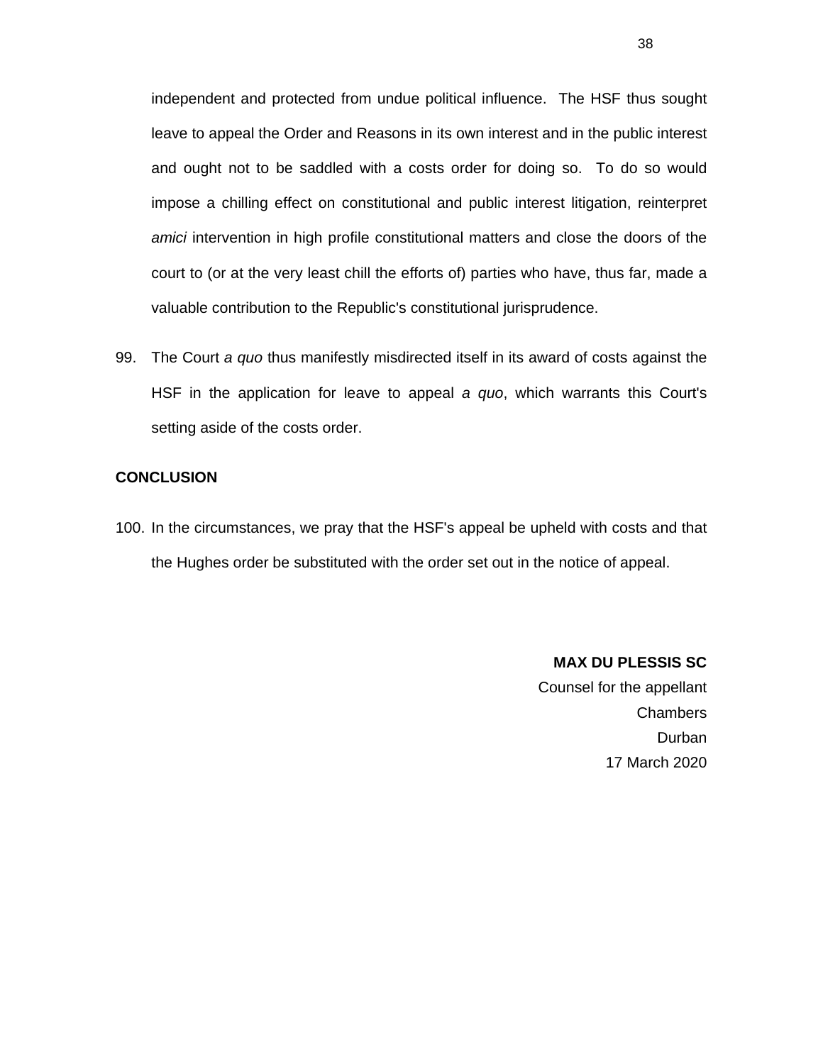independent and protected from undue political influence. The HSF thus sought leave to appeal the Order and Reasons in its own interest and in the public interest and ought not to be saddled with a costs order for doing so. To do so would impose a chilling effect on constitutional and public interest litigation, reinterpret *amici* intervention in high profile constitutional matters and close the doors of the court to (or at the very least chill the efforts of) parties who have, thus far, made a valuable contribution to the Republic's constitutional jurisprudence.

99. The Court *a quo* thus manifestly misdirected itself in its award of costs against the HSF in the application for leave to appeal *a quo*, which warrants this Court's setting aside of the costs order.

**CONCLUSION**

100. In the circumstances, we pray that the HSF's appeal be upheld with costs and that the Hughes order be substituted with the order set out in the notice of appeal.

**MAX DU PLESSIS SC**
Counsel for the appellant
Chambers
Durban
17 March 2020